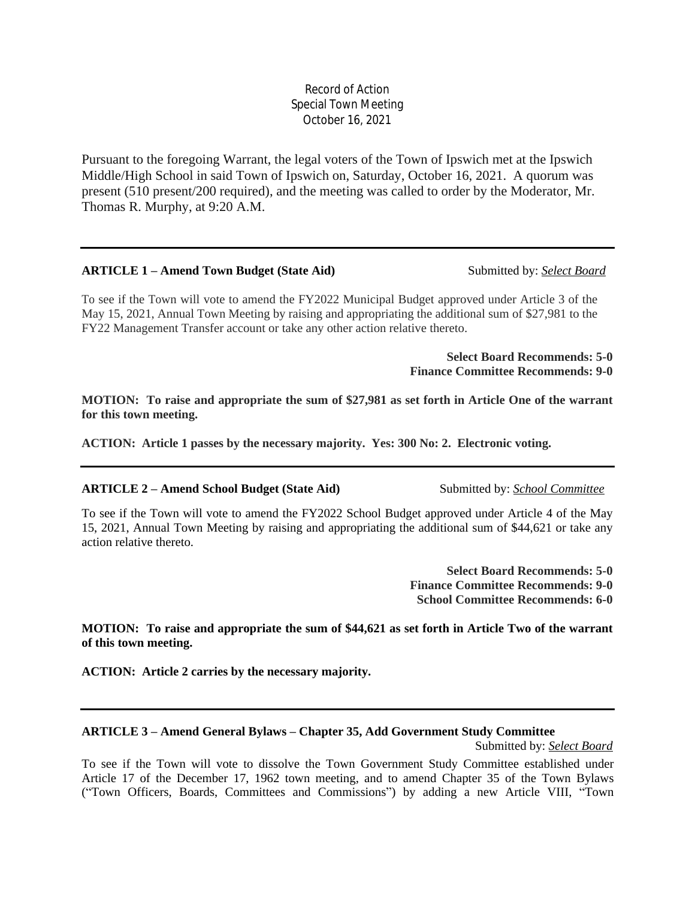Record of Action
Special Town Meeting
October 16, 2021

Pursuant to the foregoing Warrant, the legal voters of the Town of Ipswich met at the Ipswich Middle/High School in said Town of Ipswich on, Saturday, October 16, 2021. A quorum was present (510 present/200 required), and the meeting was called to order by the Moderator, Mr. Thomas R. Murphy, at 9:20 A.M.

---

**ARTICLE 1 – Amend Town Budget (State Aid)** Submitted by: ***Select Board***

To see if the Town will vote to amend the FY2022 Municipal Budget approved under Article 3 of the May 15, 2021, Annual Town Meeting by raising and appropriating the additional sum of $27,981 to the FY22 Management Transfer account or take any other action relative thereto.

**Select Board Recommends: 5-0**
**Finance Committee Recommends: 9-0**

**MOTION: To raise and appropriate the sum of $27,981 as set forth in Article One of the warrant for this town meeting.**

**ACTION: Article 1 passes by the necessary majority. Yes: 300 No: 2. Electronic voting.**

---

**ARTICLE 2 – Amend School Budget (State Aid)** Submitted by: ***School Committee***

To see if the Town will vote to amend the FY2022 School Budget approved under Article 4 of the May 15, 2021, Annual Town Meeting by raising and appropriating the additional sum of $44,621 or take any action relative thereto.

**Select Board Recommends: 5-0**
**Finance Committee Recommends: 9-0**
**School Committee Recommends: 6-0**

**MOTION: To raise and appropriate the sum of $44,621 as set forth in Article Two of the warrant of this town meeting.**

**ACTION: Article 2 carries by the necessary majority.**

---

**ARTICLE 3 – Amend General Bylaws – Chapter 35, Add Government Study Committee**

Submitted by: ***Select Board***

To see if the Town will vote to dissolve the Town Government Study Committee established under Article 17 of the December 17, 1962 town meeting, and to amend Chapter 35 of the Town Bylaws ("Town Officers, Boards, Committees and Commissions") by adding a new Article VIII, "Town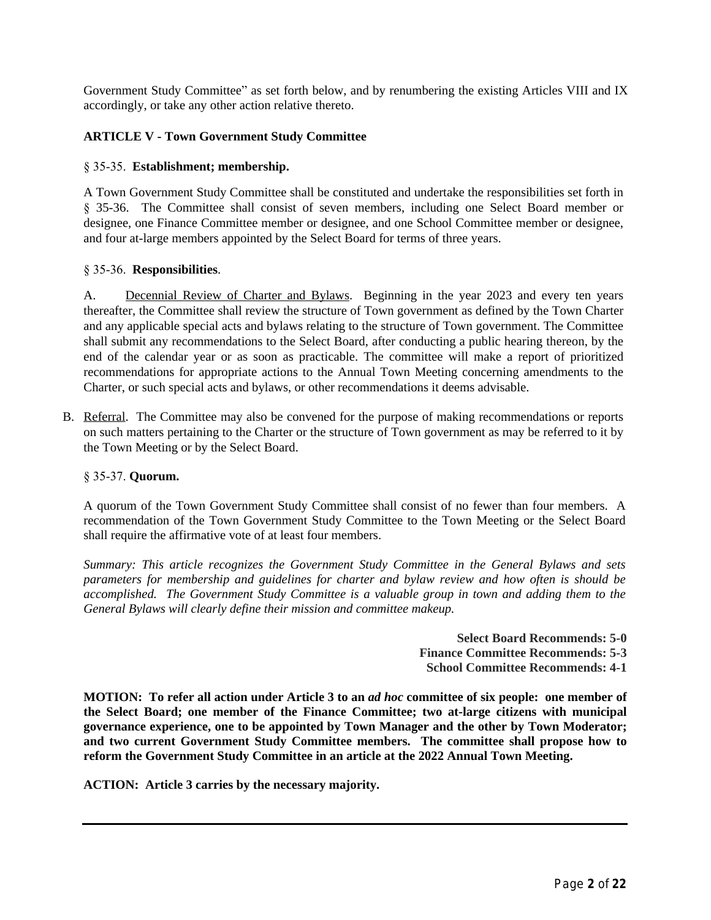Government Study Committee" as set forth below, and by renumbering the existing Articles VIII and IX accordingly, or take any other action relative thereto.

**ARTICLE V - Town Government Study Committee**

§ 35-35. **Establishment; membership.**

A Town Government Study Committee shall be constituted and undertake the responsibilities set forth in § 35-36. The Committee shall consist of seven members, including one Select Board member or designee, one Finance Committee member or designee, and one School Committee member or designee, and four at-large members appointed by the Select Board for terms of three years.

§ 35-36. **Responsibilities**.

A. Decennial Review of Charter and Bylaws. Beginning in the year 2023 and every ten years thereafter, the Committee shall review the structure of Town government as defined by the Town Charter and any applicable special acts and bylaws relating to the structure of Town government. The Committee shall submit any recommendations to the Select Board, after conducting a public hearing thereon, by the end of the calendar year or as soon as practicable. The committee will make a report of prioritized recommendations for appropriate actions to the Annual Town Meeting concerning amendments to the Charter, or such special acts and bylaws, or other recommendations it deems advisable.

B. Referral. The Committee may also be convened for the purpose of making recommendations or reports on such matters pertaining to the Charter or the structure of Town government as may be referred to it by the Town Meeting or by the Select Board.

§ 35-37. **Quorum.**

A quorum of the Town Government Study Committee shall consist of no fewer than four members. A recommendation of the Town Government Study Committee to the Town Meeting or the Select Board shall require the affirmative vote of at least four members.

*Summary: This article recognizes the Government Study Committee in the General Bylaws and sets parameters for membership and guidelines for charter and bylaw review and how often is should be accomplished. The Government Study Committee is a valuable group in town and adding them to the General Bylaws will clearly define their mission and committee makeup.*

**Select Board Recommends: 5-0**
**Finance Committee Recommends: 5-3**
**School Committee Recommends: 4-1**

**MOTION: To refer all action under Article 3 to an *ad hoc* committee of six people: one member of the Select Board; one member of the Finance Committee; two at-large citizens with municipal governance experience, one to be appointed by Town Manager and the other by Town Moderator; and two current Government Study Committee members. The committee shall propose how to reform the Government Study Committee in an article at the 2022 Annual Town Meeting.**

**ACTION: Article 3 carries by the necessary majority.**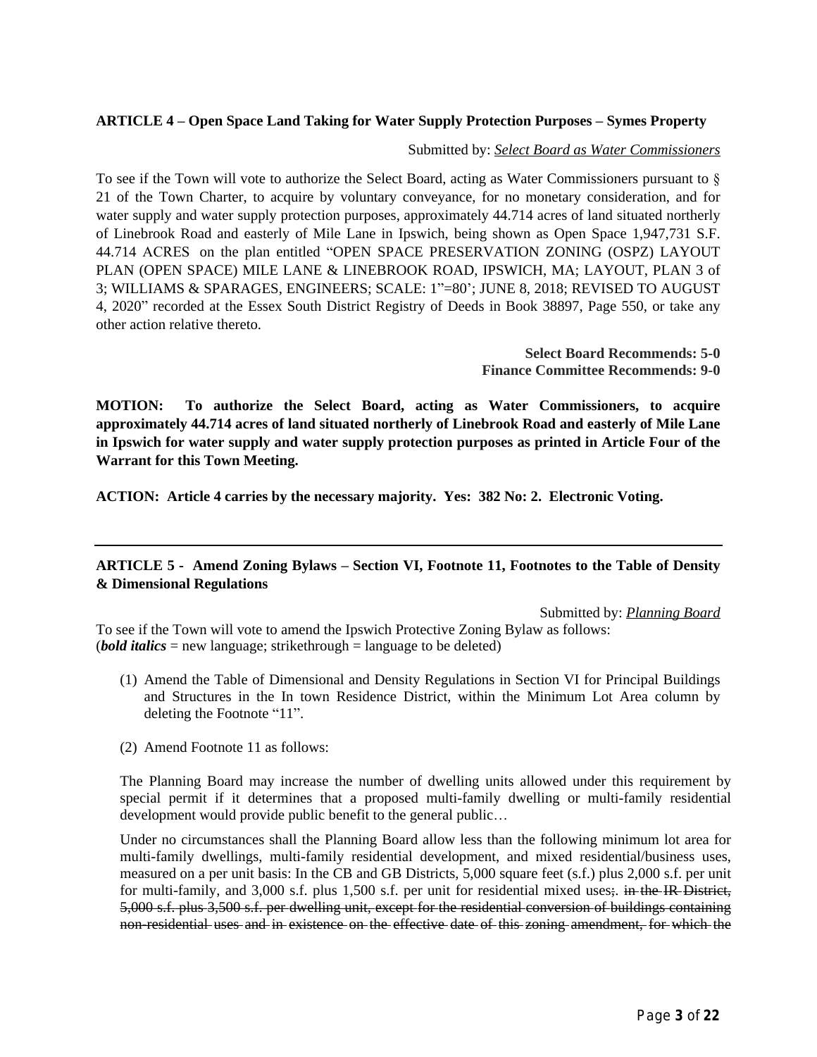### ARTICLE 4 – Open Space Land Taking for Water Supply Protection Purposes – Symes Property

Submitted by: *Select Board as Water Commissioners*

To see if the Town will vote to authorize the Select Board, acting as Water Commissioners pursuant to § 21 of the Town Charter, to acquire by voluntary conveyance, for no monetary consideration, and for water supply and water supply protection purposes, approximately 44.714 acres of land situated northerly of Linebrook Road and easterly of Mile Lane in Ipswich, being shown as Open Space 1,947,731 S.F. 44.714 ACRES on the plan entitled "OPEN SPACE PRESERVATION ZONING (OSPZ) LAYOUT PLAN (OPEN SPACE) MILE LANE & LINEBROOK ROAD, IPSWICH, MA; LAYOUT, PLAN 3 of 3; WILLIAMS & SPARAGES, ENGINEERS; SCALE: 1"=80'; JUNE 8, 2018; REVISED TO AUGUST 4, 2020" recorded at the Essex South District Registry of Deeds in Book 38897, Page 550, or take any other action relative thereto.

**Select Board Recommends: 5-0**
**Finance Committee Recommends: 9-0**

**MOTION: To authorize the Select Board, acting as Water Commissioners, to acquire approximately 44.714 acres of land situated northerly of Linebrook Road and easterly of Mile Lane in Ipswich for water supply and water supply protection purposes as printed in Article Four of the Warrant for this Town Meeting.**

**ACTION: Article 4 carries by the necessary majority. Yes: 382 No: 2. Electronic Voting.**

---

### ARTICLE 5 - Amend Zoning Bylaws – Section VI, Footnote 11, Footnotes to the Table of Density & Dimensional Regulations

Submitted by: *Planning Board*

To see if the Town will vote to amend the Ipswich Protective Zoning Bylaw as follows:
(***bold italics*** = new language; strikethrough = language to be deleted)

(1) Amend the Table of Dimensional and Density Regulations in Section VI for Principal Buildings and Structures in the In town Residence District, within the Minimum Lot Area column by deleting the Footnote "11".

(2) Amend Footnote 11 as follows:

The Planning Board may increase the number of dwelling units allowed under this requirement by special permit if it determines that a proposed multi-family dwelling or multi-family residential development would provide public benefit to the general public…

Under no circumstances shall the Planning Board allow less than the following minimum lot area for multi-family dwellings, multi-family residential development, and mixed residential/business uses, measured on a per unit basis: In the CB and GB Districts, 5,000 square feet (s.f.) plus 2,000 s.f. per unit for multi-family, and 3,000 s.f. plus 1,500 s.f. per unit for residential mixed uses~~;~~. ~~in the IR District, 5,000 s.f. plus 3,500 s.f. per dwelling unit, except for the residential conversion of buildings containing non-residential uses and in existence on the effective date of this zoning amendment, for which the~~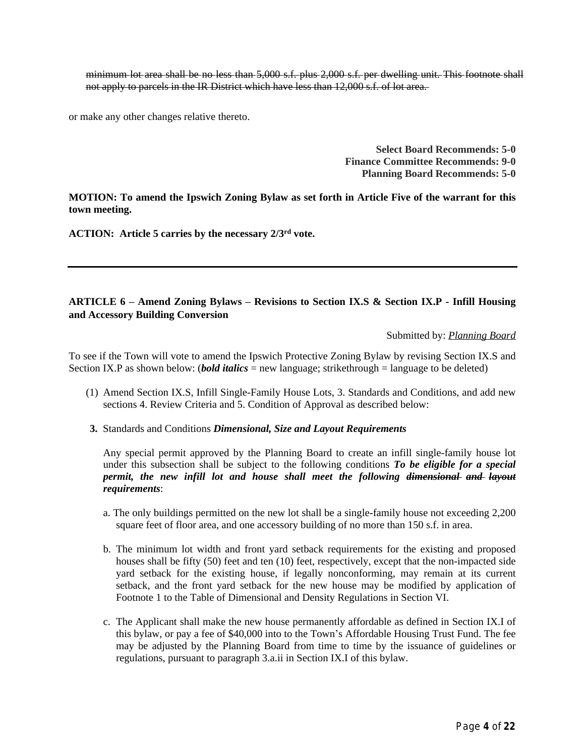~~minimum lot area shall be no less than 5,000 s.f. plus 2,000 s.f. per dwelling unit. This footnote shall not apply to parcels in the IR District which have less than 12,000 s.f. of lot area.~~

or make any other changes relative thereto.

**Select Board Recommends: 5-0**
**Finance Committee Recommends: 9-0**
**Planning Board Recommends: 5-0**

**MOTION: To amend the Ipswich Zoning Bylaw as set forth in Article Five of the warrant for this town meeting.**

**ACTION: Article 5 carries by the necessary 2/3rd vote.**

---

**ARTICLE 6 – Amend Zoning Bylaws – Revisions to Section IX.S & Section IX.P - Infill Housing and Accessory Building Conversion**

Submitted by: *Planning Board*

To see if the Town will vote to amend the Ipswich Protective Zoning Bylaw by revising Section IX.S and Section IX.P as shown below: (***bold italics*** = new language; strikethrough = language to be deleted)

(1) Amend Section IX.S, Infill Single-Family House Lots, 3. Standards and Conditions, and add new sections 4. Review Criteria and 5. Condition of Approval as described below:

**3.** ~~Standards and Conditions~~ ***Dimensional, Size and Layout Requirements***

~~Any special permit approved by the Planning Board to create an infill single-family house lot under this subsection shall be subject to the following conditions~~ ***To be eligible for a special permit, the new infill lot and house shall meet the following ~~dimensional and layout~~ requirements***:

a. The only buildings permitted on the new lot shall be a single-family house not exceeding 2,200 square feet of floor area, and one accessory building of no more than 150 s.f. in area.

b. The minimum lot width and front yard setback requirements for the existing and proposed houses shall be fifty (50) feet and ten (10) feet, respectively, except that the non-impacted side yard setback for the existing house, if legally nonconforming, may remain at its current setback, and the front yard setback for the new house may be modified by application of Footnote 1 to the Table of Dimensional and Density Regulations in Section VI.

c. The Applicant shall make the new house permanently affordable as defined in Section IX.I of this bylaw, or pay a fee of $40,000 into to the Town's Affordable Housing Trust Fund. The fee may be adjusted by the Planning Board from time to time by the issuance of guidelines or regulations, pursuant to paragraph 3.a.ii in Section IX.I of this bylaw.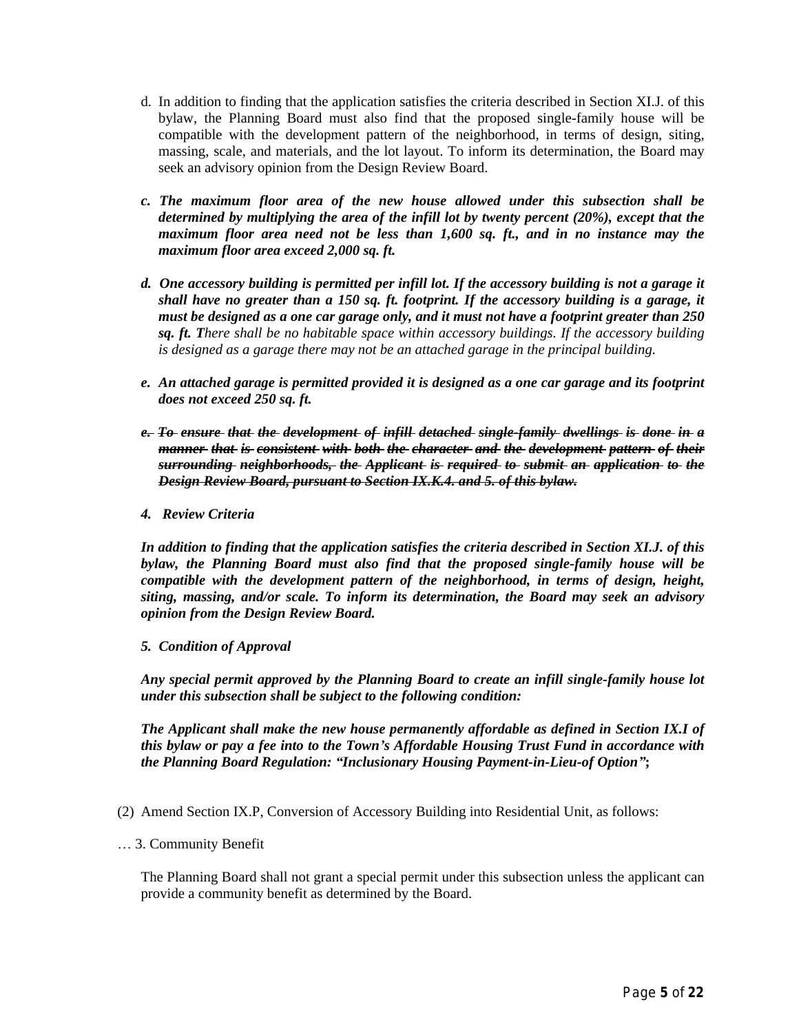d. In addition to finding that the application satisfies the criteria described in Section XI.J. of this bylaw, the Planning Board must also find that the proposed single-family house will be compatible with the development pattern of the neighborhood, in terms of design, siting, massing, scale, and materials, and the lot layout. To inform its determination, the Board may seek an advisory opinion from the Design Review Board.

***c. The maximum floor area of the new house allowed under this subsection shall be determined by multiplying the area of the infill lot by twenty percent (20%), except that the maximum floor area need not be less than 1,600 sq. ft., and in no instance may the maximum floor area exceed 2,000 sq. ft.***

***d. One accessory building is permitted per infill lot. If the accessory building is not a garage it shall have no greater than a 150 sq. ft. footprint. If the accessory building is a garage, it must be designed as a one car garage only, and it must not have a footprint greater than 250 sq. ft. T****here shall be no habitable space within accessory buildings. If the accessory building is designed as a garage there may not be an attached garage in the principal building.*

***e. An attached garage is permitted provided it is designed as a one car garage and its footprint does not exceed 250 sq. ft.***

~~***e. To ensure that the development of infill detached single-family dwellings is done in a manner that is consistent with both the character and the development pattern of their surrounding neighborhoods, the Applicant is required to submit an application to the Design Review Board, pursuant to Section IX.K.4. and 5. of this bylaw.***~~

***4. Review Criteria***

***In addition to finding that the application satisfies the criteria described in Section XI.J. of this bylaw, the Planning Board must also find that the proposed single-family house will be compatible with the development pattern of the neighborhood, in terms of design, height, siting, massing, and/or scale. To inform its determination, the Board may seek an advisory opinion from the Design Review Board.***

***5. Condition of Approval***

***Any special permit approved by the Planning Board to create an infill single-family house lot under this subsection shall be subject to the following condition:***

***The Applicant shall make the new house permanently affordable as defined in Section IX.I of this bylaw or pay a fee into to the Town's Affordable Housing Trust Fund in accordance with the Planning Board Regulation: "Inclusionary Housing Payment-in-Lieu-of Option";***

(2) Amend Section IX.P, Conversion of Accessory Building into Residential Unit, as follows:

… 3. Community Benefit

The Planning Board shall not grant a special permit under this subsection unless the applicant can provide a community benefit as determined by the Board.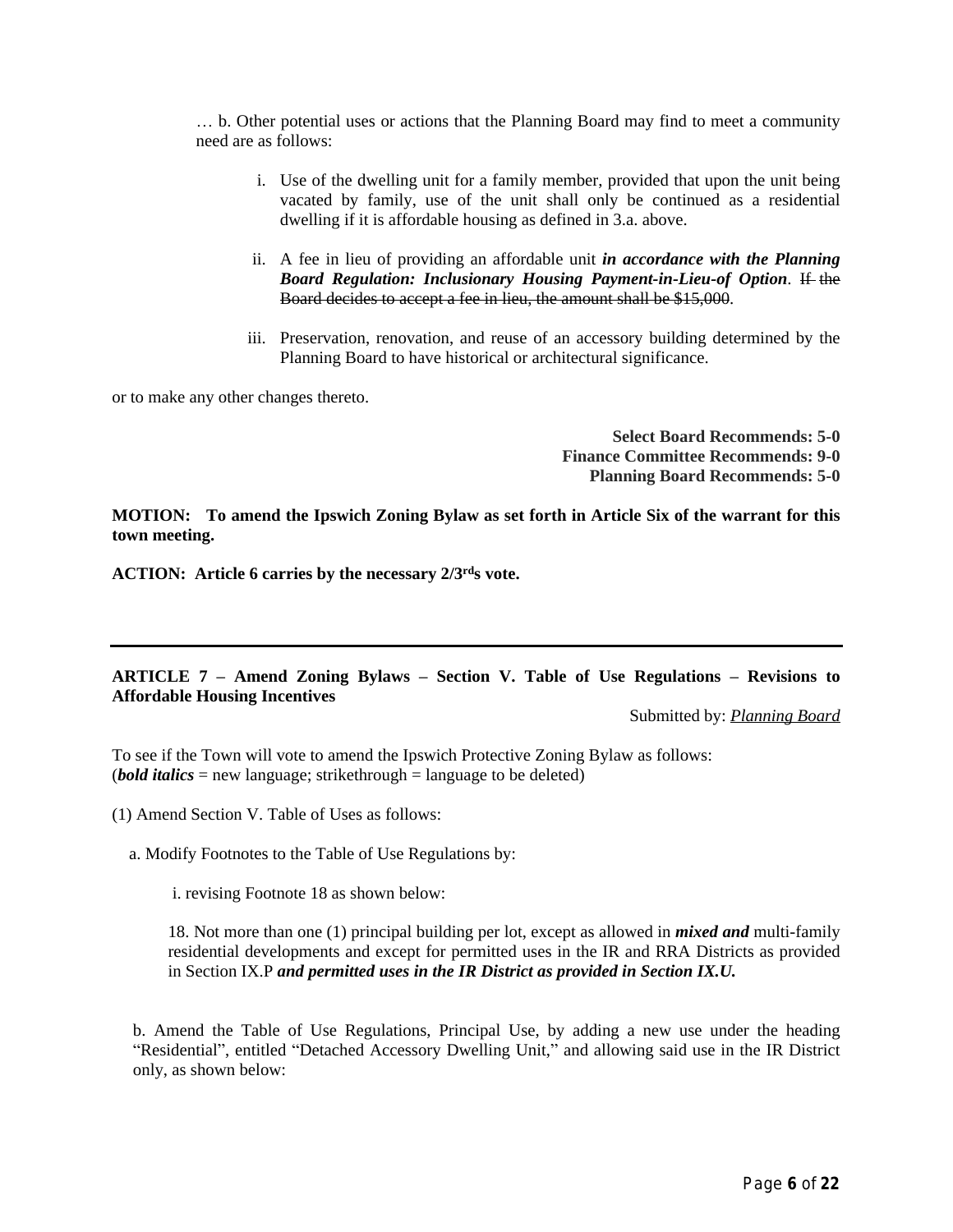… b. Other potential uses or actions that the Planning Board may find to meet a community need are as follows:

i. Use of the dwelling unit for a family member, provided that upon the unit being vacated by family, use of the unit shall only be continued as a residential dwelling if it is affordable housing as defined in 3.a. above.

ii. A fee in lieu of providing an affordable unit ***in accordance with the Planning Board Regulation: Inclusionary Housing Payment-in-Lieu-of Option***. ~~If the Board decides to accept a fee in lieu, the amount shall be $15,000~~.

iii. Preservation, renovation, and reuse of an accessory building determined by the Planning Board to have historical or architectural significance.

or to make any other changes thereto.

**Select Board Recommends: 5-0**
**Finance Committee Recommends: 9-0**
**Planning Board Recommends: 5-0**

**MOTION: To amend the Ipswich Zoning Bylaw as set forth in Article Six of the warrant for this town meeting.**

**ACTION: Article 6 carries by the necessary 2/3rds vote.**

---

**ARTICLE 7 – Amend Zoning Bylaws – Section V. Table of Use Regulations – Revisions to Affordable Housing Incentives**

Submitted by: *Planning Board*

To see if the Town will vote to amend the Ipswich Protective Zoning Bylaw as follows:
(***bold italics*** = new language; strikethrough = language to be deleted)

(1) Amend Section V. Table of Uses as follows:

a. Modify Footnotes to the Table of Use Regulations by:

i. revising Footnote 18 as shown below:

18. Not more than one (1) principal building per lot, except as allowed in ***mixed and*** multi-family residential developments and except for permitted uses in the IR and RRA Districts as provided in Section IX.P ***and permitted uses in the IR District as provided in Section IX.U.***

b. Amend the Table of Use Regulations, Principal Use, by adding a new use under the heading "Residential", entitled "Detached Accessory Dwelling Unit," and allowing said use in the IR District only, as shown below: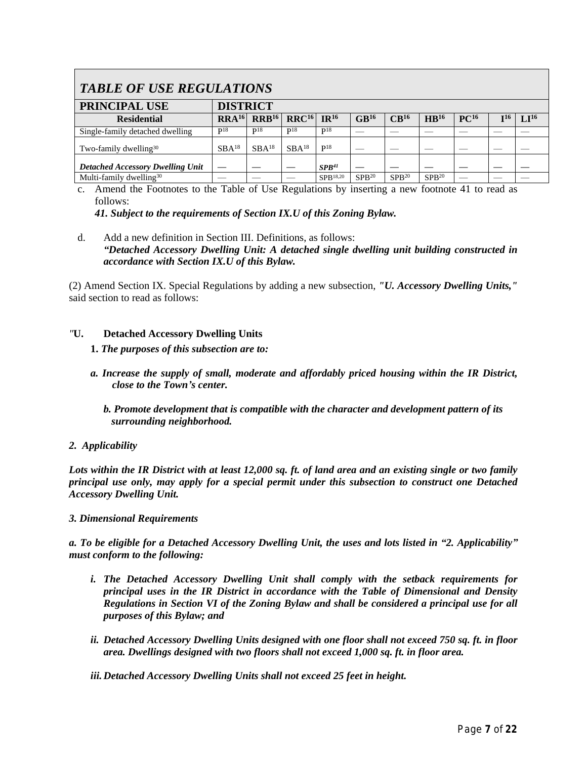| *TABLE OF USE REGULATIONS* | | | | | | | | | | |
|---|---|---|---|---|---|---|---|---|---|---|
| **PRINCIPAL USE** | **DISTRICT** | | | | | | | | | |
| **Residential** | **RRA**[16] | **RRB**[16] | **RRC**[16] | **IR**[16] | **GB**[16] | **CB**[16] | **HB**[16] | **PC**[16] | **I**[16] | **LI**[16] |
| Single-family detached dwelling | P[18] | P[18] | P[18] | P[18] | — | — | — | — | — | — |
| Two-family dwelling[30] | SBA[18] | SBA[18] | SBA[18] | P[18] | — | — | — | — | — | — |
| ***Detached Accessory Dwelling Unit*** | — | — | — | ***SPB***[41] | — | — | — | — | — | — |
| Multi-family dwelling[30] | — | — | — | SPB[18,20] | SPB[20] | SPB[20] | SPB[20] | — | — | — |

c. Amend the Footnotes to the Table of Use Regulations by inserting a new footnote 41 to read as follows:
***41. Subject to the requirements of Section IX.U of this Zoning Bylaw.***

d. Add a new definition in Section III. Definitions, as follows:
***"Detached Accessory Dwelling Unit: A detached single dwelling unit building constructed in accordance with Section IX.U of this Bylaw.***

(2) Amend Section IX. Special Regulations by adding a new subsection, ***"U. Accessory Dwelling Units,"*** said section to read as follows:

*"***U. Detached Accessory Dwelling Units***

**1.** ***The purposes of this subsection are to:***

***a. Increase the supply of small, moderate and affordably priced housing within the IR District, close to the Town's center.***

***b. Promote development that is compatible with the character and development pattern of its surrounding neighborhood.***

***2. Applicability***

***Lots within the IR District with at least 12,000 sq. ft. of land area and an existing single or two family principal use only, may apply for a special permit under this subsection to construct one Detached Accessory Dwelling Unit.***

***3. Dimensional Requirements***

***a. To be eligible for a Detached Accessory Dwelling Unit, the uses and lots listed in "2. Applicability" must conform to the following:***

***i. The Detached Accessory Dwelling Unit shall comply with the setback requirements for principal uses in the IR District in accordance with the Table of Dimensional and Density Regulations in Section VI of the Zoning Bylaw and shall be considered a principal use for all purposes of this Bylaw; and***

***ii. Detached Accessory Dwelling Units designed with one floor shall not exceed 750 sq. ft. in floor area. Dwellings designed with two floors shall not exceed 1,000 sq. ft. in floor area.***

***iii. Detached Accessory Dwelling Units shall not exceed 25 feet in height.***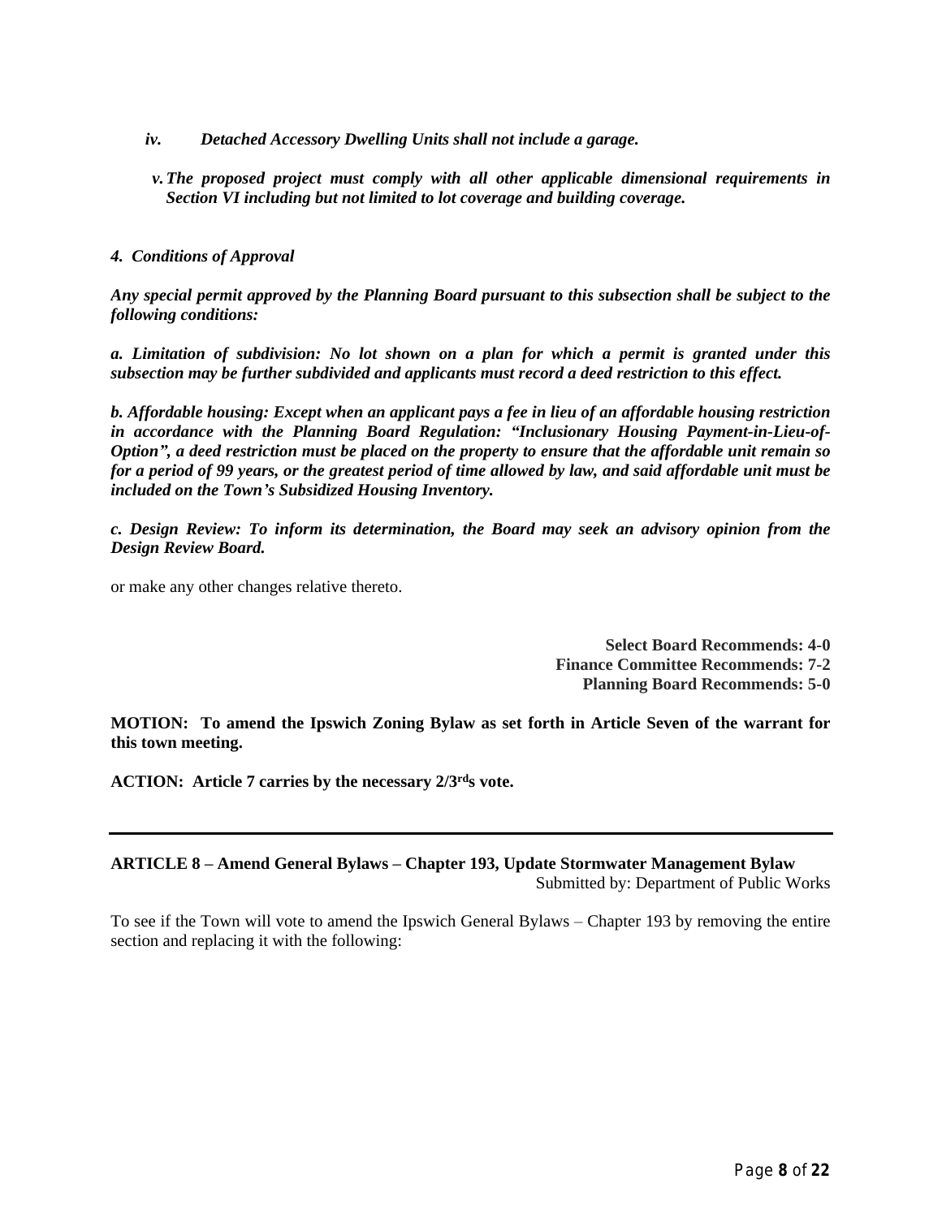*iv. Detached Accessory Dwelling Units shall not include a garage.*

*v. The proposed project must comply with all other applicable dimensional requirements in Section VI including but not limited to lot coverage and building coverage.*

***4. Conditions of Approval***

***Any special permit approved by the Planning Board pursuant to this subsection shall be subject to the following conditions:***

***a. Limitation of subdivision: No lot shown on a plan for which a permit is granted under this subsection may be further subdivided and applicants must record a deed restriction to this effect.***

***b. Affordable housing: Except when an applicant pays a fee in lieu of an affordable housing restriction in accordance with the Planning Board Regulation: "Inclusionary Housing Payment-in-Lieu-of-Option", a deed restriction must be placed on the property to ensure that the affordable unit remain so for a period of 99 years, or the greatest period of time allowed by law, and said affordable unit must be included on the Town's Subsidized Housing Inventory.***

***c. Design Review: To inform its determination, the Board may seek an advisory opinion from the Design Review Board.***

or make any other changes relative thereto.

**Select Board Recommends: 4-0**
**Finance Committee Recommends: 7-2**
**Planning Board Recommends: 5-0**

**MOTION: To amend the Ipswich Zoning Bylaw as set forth in Article Seven of the warrant for this town meeting.**

**ACTION: Article 7 carries by the necessary 2/3rds vote.**

---

**ARTICLE 8 – Amend General Bylaws – Chapter 193, Update Stormwater Management Bylaw**
Submitted by: Department of Public Works

To see if the Town will vote to amend the Ipswich General Bylaws – Chapter 193 by removing the entire section and replacing it with the following: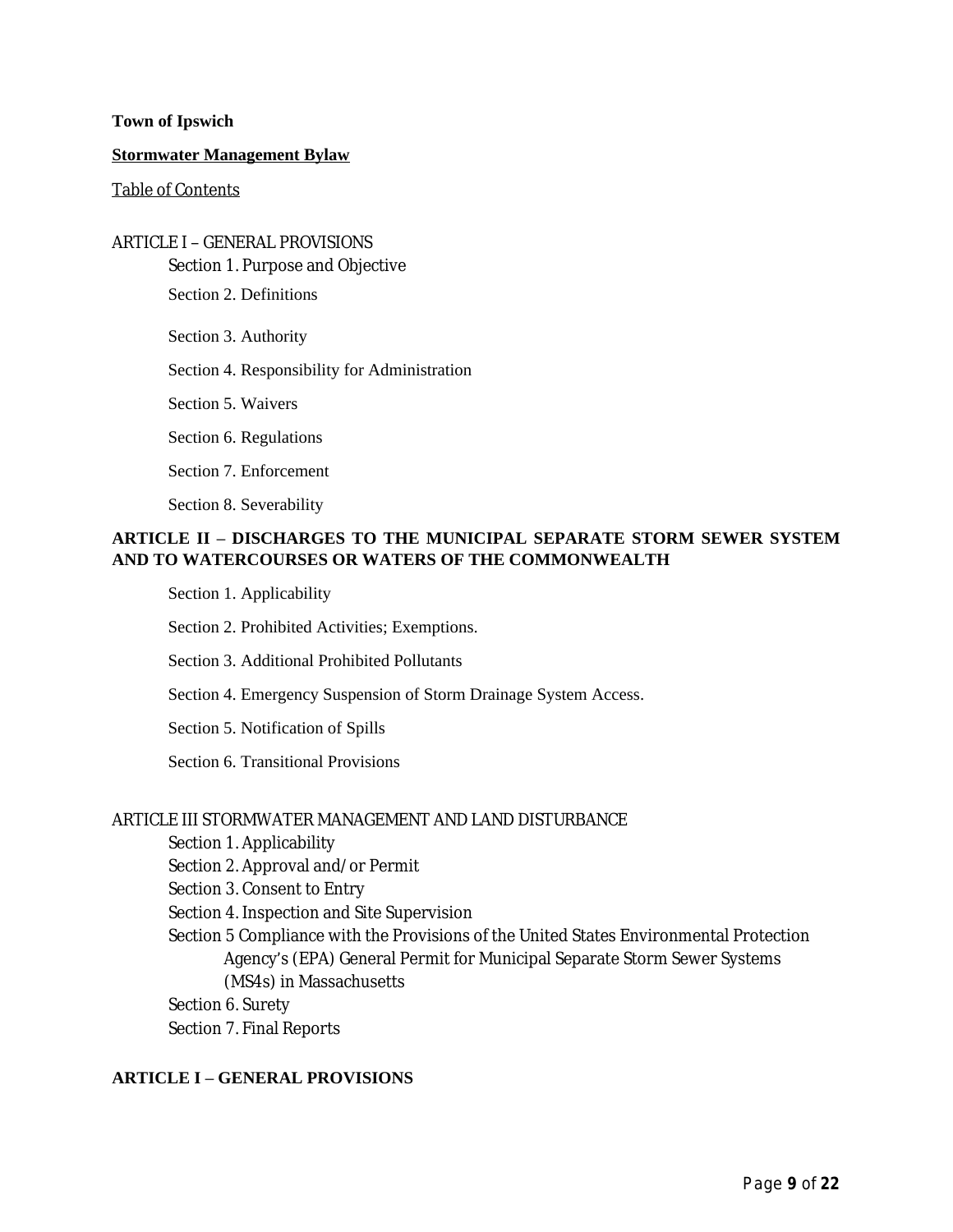**Town of Ipswich**

**Stormwater Management Bylaw**

Table of Contents

ARTICLE I – GENERAL PROVISIONS

- Section 1. Purpose and Objective
- Section 2. Definitions
- Section 3. Authority
- Section 4. Responsibility for Administration
- Section 5. Waivers
- Section 6. Regulations
- Section 7. Enforcement
- Section 8. Severability

**ARTICLE II – DISCHARGES TO THE MUNICIPAL SEPARATE STORM SEWER SYSTEM AND TO WATERCOURSES OR WATERS OF THE COMMONWEALTH**

- Section 1. Applicability
- Section 2. Prohibited Activities; Exemptions.
- Section 3. Additional Prohibited Pollutants
- Section 4. Emergency Suspension of Storm Drainage System Access.
- Section 5. Notification of Spills
- Section 6. Transitional Provisions

ARTICLE III STORMWATER MANAGEMENT AND LAND DISTURBANCE

- Section 1. Applicability
- Section 2. Approval and/or Permit
- Section 3. Consent to Entry
- Section 4. Inspection and Site Supervision
- Section 5 Compliance with the Provisions of the United States Environmental Protection Agency's (EPA) General Permit for Municipal Separate Storm Sewer Systems (MS4s) in Massachusetts
- Section 6. Surety
- Section 7. Final Reports

## ARTICLE I – GENERAL PROVISIONS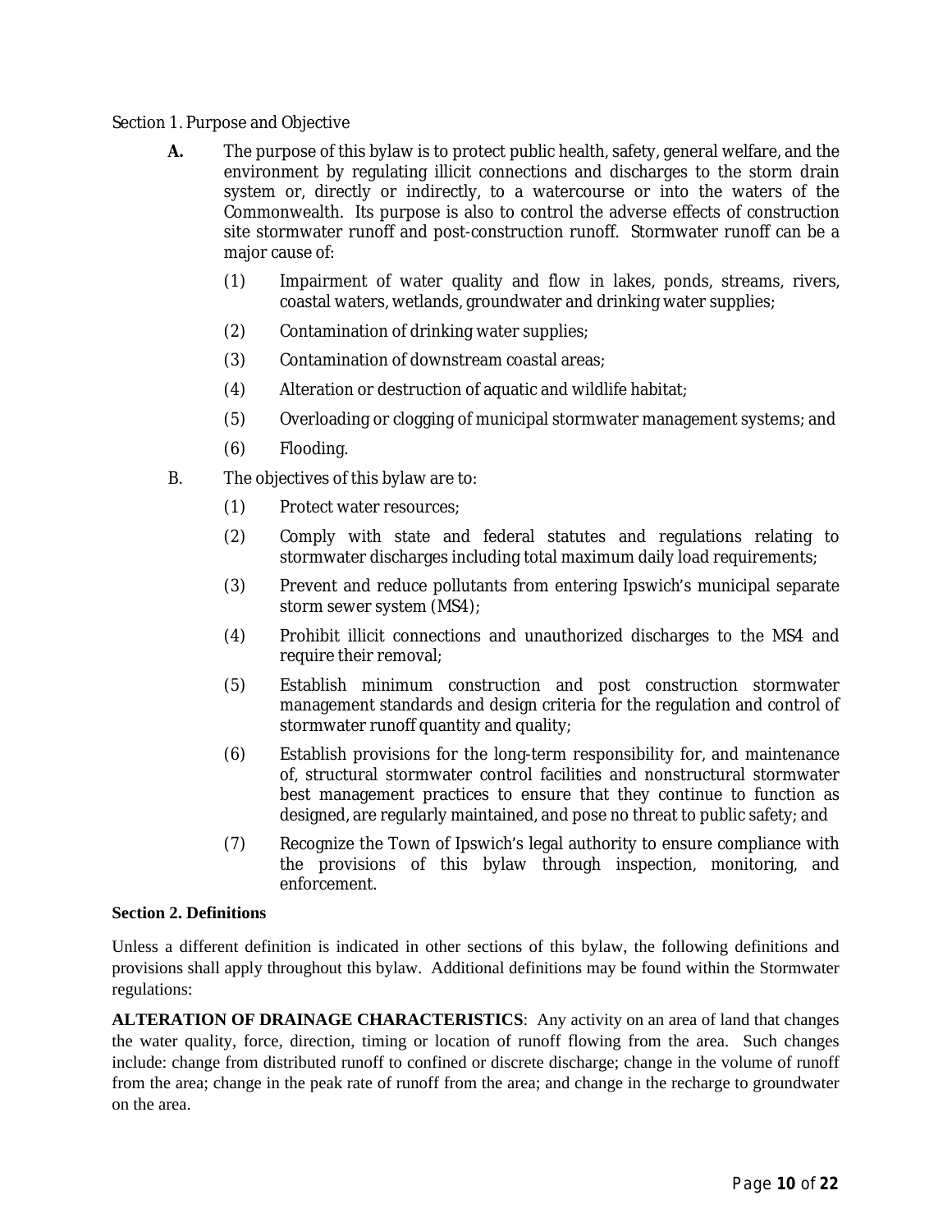Section 1. Purpose and Objective

**A.** The purpose of this bylaw is to protect public health, safety, general welfare, and the environment by regulating illicit connections and discharges to the storm drain system or, directly or indirectly, to a watercourse or into the waters of the Commonwealth. Its purpose is also to control the adverse effects of construction site stormwater runoff and post-construction runoff. Stormwater runoff can be a major cause of:

(1) Impairment of water quality and flow in lakes, ponds, streams, rivers, coastal waters, wetlands, groundwater and drinking water supplies;

(2) Contamination of drinking water supplies;

(3) Contamination of downstream coastal areas;

(4) Alteration or destruction of aquatic and wildlife habitat;

(5) Overloading or clogging of municipal stormwater management systems; and

(6) Flooding.

B. The objectives of this bylaw are to:

(1) Protect water resources;

(2) Comply with state and federal statutes and regulations relating to stormwater discharges including total maximum daily load requirements;

(3) Prevent and reduce pollutants from entering Ipswich's municipal separate storm sewer system (MS4);

(4) Prohibit illicit connections and unauthorized discharges to the MS4 and require their removal;

(5) Establish minimum construction and post construction stormwater management standards and design criteria for the regulation and control of stormwater runoff quantity and quality;

(6) Establish provisions for the long-term responsibility for, and maintenance of, structural stormwater control facilities and nonstructural stormwater best management practices to ensure that they continue to function as designed, are regularly maintained, and pose no threat to public safety; and

(7) Recognize the Town of Ipswich's legal authority to ensure compliance with the provisions of this bylaw through inspection, monitoring, and enforcement.

**Section 2. Definitions**

Unless a different definition is indicated in other sections of this bylaw, the following definitions and provisions shall apply throughout this bylaw. Additional definitions may be found within the Stormwater regulations:

**ALTERATION OF DRAINAGE CHARACTERISTICS**: Any activity on an area of land that changes the water quality, force, direction, timing or location of runoff flowing from the area. Such changes include: change from distributed runoff to confined or discrete discharge; change in the volume of runoff from the area; change in the peak rate of runoff from the area; and change in the recharge to groundwater on the area.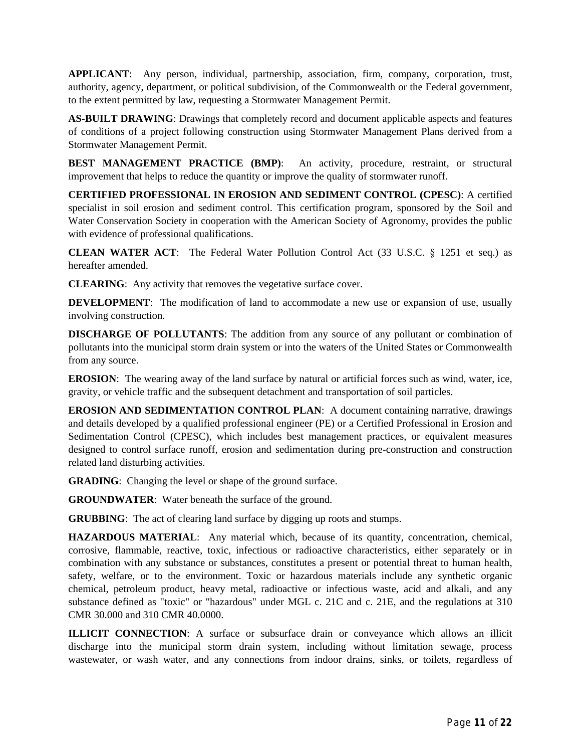**APPLICANT**: Any person, individual, partnership, association, firm, company, corporation, trust, authority, agency, department, or political subdivision, of the Commonwealth or the Federal government, to the extent permitted by law, requesting a Stormwater Management Permit.

**AS-BUILT DRAWING**: Drawings that completely record and document applicable aspects and features of conditions of a project following construction using Stormwater Management Plans derived from a Stormwater Management Permit.

**BEST MANAGEMENT PRACTICE (BMP)**: An activity, procedure, restraint, or structural improvement that helps to reduce the quantity or improve the quality of stormwater runoff.

**CERTIFIED PROFESSIONAL IN EROSION AND SEDIMENT CONTROL (CPESC)**: A certified specialist in soil erosion and sediment control. This certification program, sponsored by the Soil and Water Conservation Society in cooperation with the American Society of Agronomy, provides the public with evidence of professional qualifications.

**CLEAN WATER ACT**: The Federal Water Pollution Control Act (33 U.S.C. § 1251 et seq.) as hereafter amended.

**CLEARING**: Any activity that removes the vegetative surface cover.

**DEVELOPMENT**: The modification of land to accommodate a new use or expansion of use, usually involving construction.

**DISCHARGE OF POLLUTANTS**: The addition from any source of any pollutant or combination of pollutants into the municipal storm drain system or into the waters of the United States or Commonwealth from any source.

**EROSION**: The wearing away of the land surface by natural or artificial forces such as wind, water, ice, gravity, or vehicle traffic and the subsequent detachment and transportation of soil particles.

**EROSION AND SEDIMENTATION CONTROL PLAN**: A document containing narrative, drawings and details developed by a qualified professional engineer (PE) or a Certified Professional in Erosion and Sedimentation Control (CPESC), which includes best management practices, or equivalent measures designed to control surface runoff, erosion and sedimentation during pre-construction and construction related land disturbing activities.

**GRADING**: Changing the level or shape of the ground surface.

**GROUNDWATER**: Water beneath the surface of the ground.

**GRUBBING**: The act of clearing land surface by digging up roots and stumps.

**HAZARDOUS MATERIAL**: Any material which, because of its quantity, concentration, chemical, corrosive, flammable, reactive, toxic, infectious or radioactive characteristics, either separately or in combination with any substance or substances, constitutes a present or potential threat to human health, safety, welfare, or to the environment. Toxic or hazardous materials include any synthetic organic chemical, petroleum product, heavy metal, radioactive or infectious waste, acid and alkali, and any substance defined as "toxic" or "hazardous" under MGL c. 21C and c. 21E, and the regulations at 310 CMR 30.000 and 310 CMR 40.0000.

**ILLICIT CONNECTION**: A surface or subsurface drain or conveyance which allows an illicit discharge into the municipal storm drain system, including without limitation sewage, process wastewater, or wash water, and any connections from indoor drains, sinks, or toilets, regardless of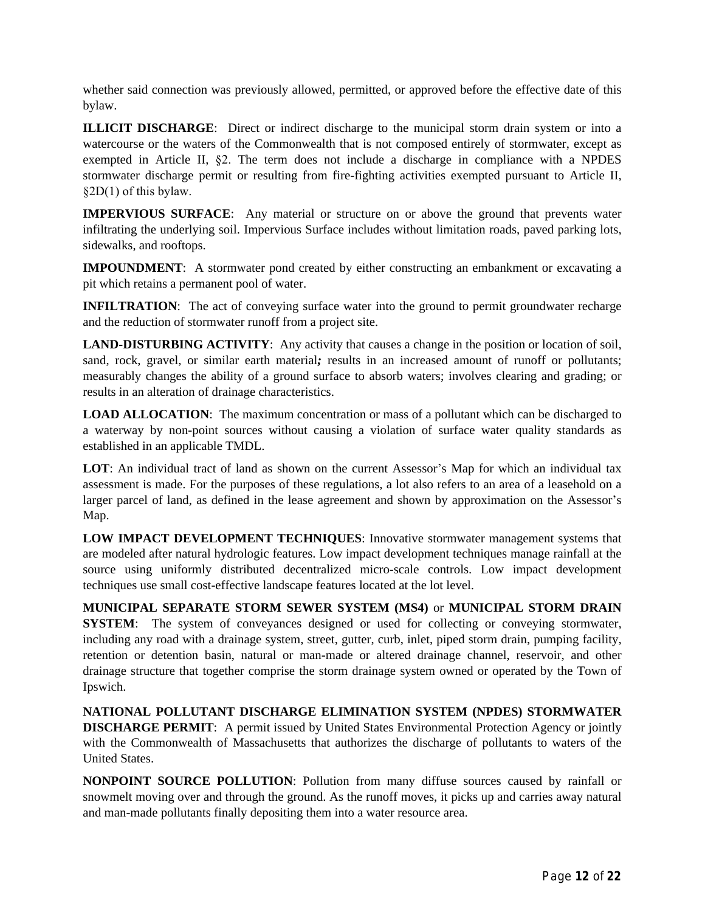whether said connection was previously allowed, permitted, or approved before the effective date of this bylaw.

**ILLICIT DISCHARGE**: Direct or indirect discharge to the municipal storm drain system or into a watercourse or the waters of the Commonwealth that is not composed entirely of stormwater, except as exempted in Article II, §2. The term does not include a discharge in compliance with a NPDES stormwater discharge permit or resulting from fire-fighting activities exempted pursuant to Article II, §2D(1) of this bylaw.

**IMPERVIOUS SURFACE**: Any material or structure on or above the ground that prevents water infiltrating the underlying soil. Impervious Surface includes without limitation roads, paved parking lots, sidewalks, and rooftops.

**IMPOUNDMENT**: A stormwater pond created by either constructing an embankment or excavating a pit which retains a permanent pool of water.

**INFILTRATION**: The act of conveying surface water into the ground to permit groundwater recharge and the reduction of stormwater runoff from a project site.

**LAND-DISTURBING ACTIVITY**: Any activity that causes a change in the position or location of soil, sand, rock, gravel, or similar earth material***;*** results in an increased amount of runoff or pollutants; measurably changes the ability of a ground surface to absorb waters; involves clearing and grading; or results in an alteration of drainage characteristics.

**LOAD ALLOCATION**: The maximum concentration or mass of a pollutant which can be discharged to a waterway by non-point sources without causing a violation of surface water quality standards as established in an applicable TMDL.

**LOT**: An individual tract of land as shown on the current Assessor's Map for which an individual tax assessment is made. For the purposes of these regulations, a lot also refers to an area of a leasehold on a larger parcel of land, as defined in the lease agreement and shown by approximation on the Assessor's Map.

**LOW IMPACT DEVELOPMENT TECHNIQUES**: Innovative stormwater management systems that are modeled after natural hydrologic features. Low impact development techniques manage rainfall at the source using uniformly distributed decentralized micro-scale controls. Low impact development techniques use small cost-effective landscape features located at the lot level.

**MUNICIPAL SEPARATE STORM SEWER SYSTEM (MS4)** or **MUNICIPAL STORM DRAIN SYSTEM**: The system of conveyances designed or used for collecting or conveying stormwater, including any road with a drainage system, street, gutter, curb, inlet, piped storm drain, pumping facility, retention or detention basin, natural or man-made or altered drainage channel, reservoir, and other drainage structure that together comprise the storm drainage system owned or operated by the Town of Ipswich.

**NATIONAL POLLUTANT DISCHARGE ELIMINATION SYSTEM (NPDES) STORMWATER DISCHARGE PERMIT**: A permit issued by United States Environmental Protection Agency or jointly with the Commonwealth of Massachusetts that authorizes the discharge of pollutants to waters of the United States.

**NONPOINT SOURCE POLLUTION**: Pollution from many diffuse sources caused by rainfall or snowmelt moving over and through the ground. As the runoff moves, it picks up and carries away natural and man-made pollutants finally depositing them into a water resource area.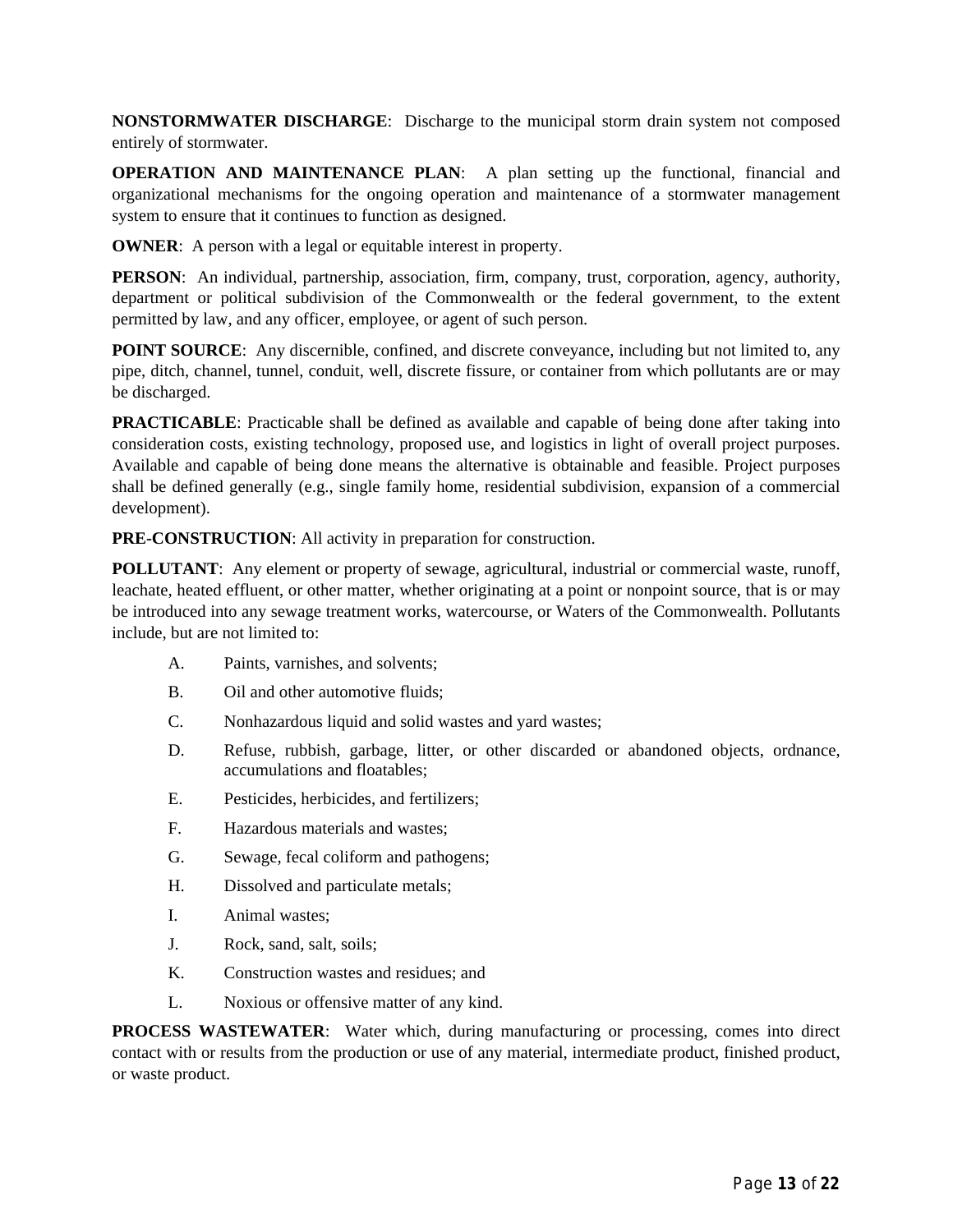**NONSTORMWATER DISCHARGE**: Discharge to the municipal storm drain system not composed entirely of stormwater.

**OPERATION AND MAINTENANCE PLAN**: A plan setting up the functional, financial and organizational mechanisms for the ongoing operation and maintenance of a stormwater management system to ensure that it continues to function as designed.

**OWNER**: A person with a legal or equitable interest in property.

**PERSON**: An individual, partnership, association, firm, company, trust, corporation, agency, authority, department or political subdivision of the Commonwealth or the federal government, to the extent permitted by law, and any officer, employee, or agent of such person.

**POINT SOURCE**: Any discernible, confined, and discrete conveyance, including but not limited to, any pipe, ditch, channel, tunnel, conduit, well, discrete fissure, or container from which pollutants are or may be discharged.

**PRACTICABLE**: Practicable shall be defined as available and capable of being done after taking into consideration costs, existing technology, proposed use, and logistics in light of overall project purposes. Available and capable of being done means the alternative is obtainable and feasible. Project purposes shall be defined generally (e.g., single family home, residential subdivision, expansion of a commercial development).

**PRE-CONSTRUCTION**: All activity in preparation for construction.

**POLLUTANT**: Any element or property of sewage, agricultural, industrial or commercial waste, runoff, leachate, heated effluent, or other matter, whether originating at a point or nonpoint source, that is or may be introduced into any sewage treatment works, watercourse, or Waters of the Commonwealth. Pollutants include, but are not limited to:

- A. Paints, varnishes, and solvents;
- B. Oil and other automotive fluids;
- C. Nonhazardous liquid and solid wastes and yard wastes;
- D. Refuse, rubbish, garbage, litter, or other discarded or abandoned objects, ordnance, accumulations and floatables;
- E. Pesticides, herbicides, and fertilizers;
- F. Hazardous materials and wastes;
- G. Sewage, fecal coliform and pathogens;
- H. Dissolved and particulate metals;
- I. Animal wastes;
- J. Rock, sand, salt, soils;
- K. Construction wastes and residues; and
- L. Noxious or offensive matter of any kind.

**PROCESS WASTEWATER**: Water which, during manufacturing or processing, comes into direct contact with or results from the production or use of any material, intermediate product, finished product, or waste product.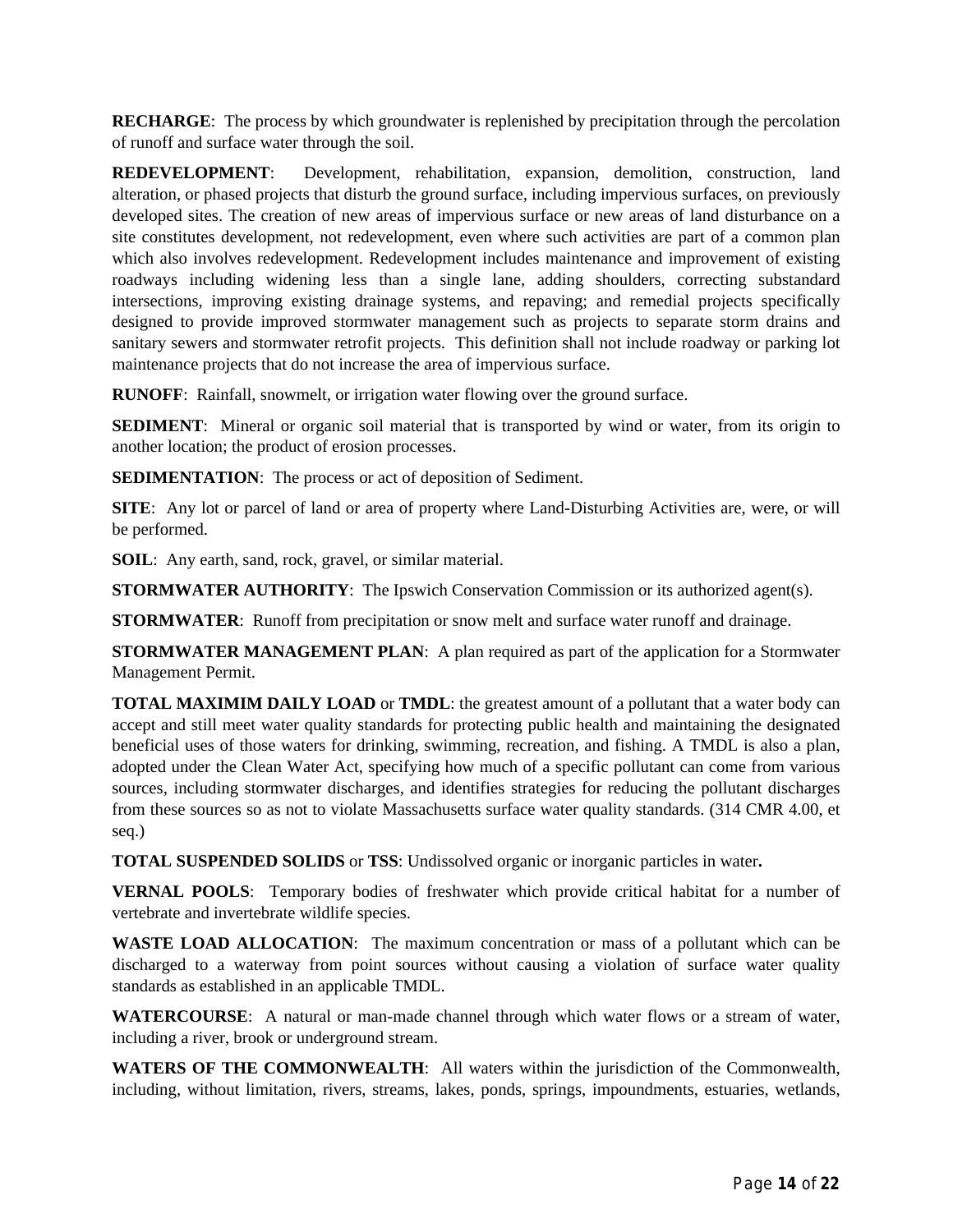**RECHARGE**: The process by which groundwater is replenished by precipitation through the percolation of runoff and surface water through the soil.

**REDEVELOPMENT**: Development, rehabilitation, expansion, demolition, construction, land alteration, or phased projects that disturb the ground surface, including impervious surfaces, on previously developed sites. The creation of new areas of impervious surface or new areas of land disturbance on a site constitutes development, not redevelopment, even where such activities are part of a common plan which also involves redevelopment. Redevelopment includes maintenance and improvement of existing roadways including widening less than a single lane, adding shoulders, correcting substandard intersections, improving existing drainage systems, and repaving; and remedial projects specifically designed to provide improved stormwater management such as projects to separate storm drains and sanitary sewers and stormwater retrofit projects. This definition shall not include roadway or parking lot maintenance projects that do not increase the area of impervious surface.

**RUNOFF**: Rainfall, snowmelt, or irrigation water flowing over the ground surface.

**SEDIMENT**: Mineral or organic soil material that is transported by wind or water, from its origin to another location; the product of erosion processes.

**SEDIMENTATION**: The process or act of deposition of Sediment.

**SITE**: Any lot or parcel of land or area of property where Land-Disturbing Activities are, were, or will be performed.

**SOIL**: Any earth, sand, rock, gravel, or similar material.

**STORMWATER AUTHORITY**: The Ipswich Conservation Commission or its authorized agent(s).

**STORMWATER**: Runoff from precipitation or snow melt and surface water runoff and drainage.

**STORMWATER MANAGEMENT PLAN**: A plan required as part of the application for a Stormwater Management Permit.

**TOTAL MAXIMIM DAILY LOAD** or **TMDL**: the greatest amount of a pollutant that a water body can accept and still meet water quality standards for protecting public health and maintaining the designated beneficial uses of those waters for drinking, swimming, recreation, and fishing. A TMDL is also a plan, adopted under the Clean Water Act, specifying how much of a specific pollutant can come from various sources, including stormwater discharges, and identifies strategies for reducing the pollutant discharges from these sources so as not to violate Massachusetts surface water quality standards. (314 CMR 4.00, et seq.)

**TOTAL SUSPENDED SOLIDS** or **TSS**: Undissolved organic or inorganic particles in water**.**

**VERNAL POOLS**: Temporary bodies of freshwater which provide critical habitat for a number of vertebrate and invertebrate wildlife species.

**WASTE LOAD ALLOCATION**: The maximum concentration or mass of a pollutant which can be discharged to a waterway from point sources without causing a violation of surface water quality standards as established in an applicable TMDL.

**WATERCOURSE**: A natural or man-made channel through which water flows or a stream of water, including a river, brook or underground stream.

**WATERS OF THE COMMONWEALTH**: All waters within the jurisdiction of the Commonwealth, including, without limitation, rivers, streams, lakes, ponds, springs, impoundments, estuaries, wetlands,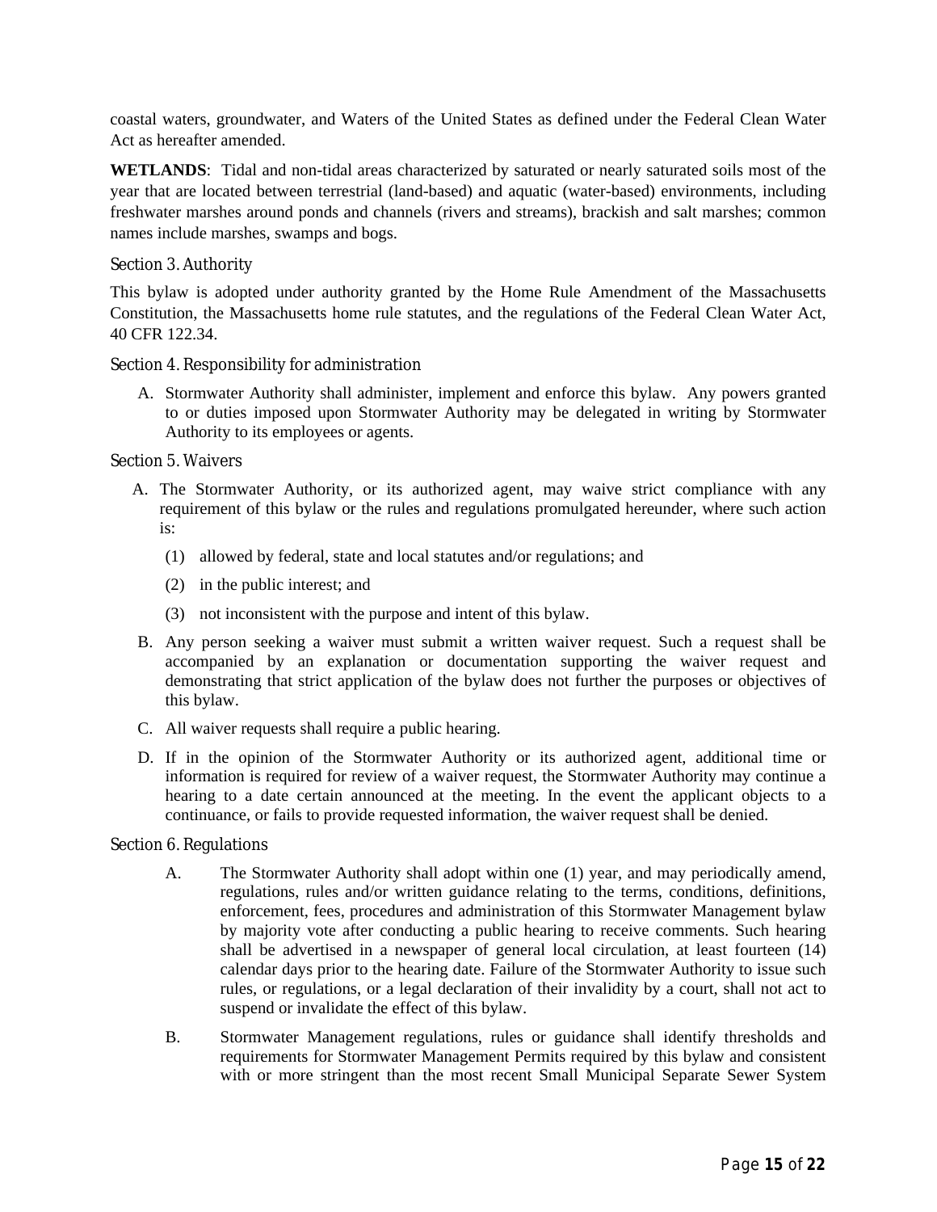coastal waters, groundwater, and Waters of the United States as defined under the Federal Clean Water Act as hereafter amended.

**WETLANDS**: Tidal and non-tidal areas characterized by saturated or nearly saturated soils most of the year that are located between terrestrial (land-based) and aquatic (water-based) environments, including freshwater marshes around ponds and channels (rivers and streams), brackish and salt marshes; common names include marshes, swamps and bogs.

### Section 3. Authority

This bylaw is adopted under authority granted by the Home Rule Amendment of the Massachusetts Constitution, the Massachusetts home rule statutes, and the regulations of the Federal Clean Water Act, 40 CFR 122.34.

### Section 4. Responsibility for administration

A. Stormwater Authority shall administer, implement and enforce this bylaw. Any powers granted to or duties imposed upon Stormwater Authority may be delegated in writing by Stormwater Authority to its employees or agents.

### Section 5. Waivers

A. The Stormwater Authority, or its authorized agent, may waive strict compliance with any requirement of this bylaw or the rules and regulations promulgated hereunder, where such action is:

   (1) allowed by federal, state and local statutes and/or regulations; and

   (2) in the public interest; and

   (3) not inconsistent with the purpose and intent of this bylaw.

B. Any person seeking a waiver must submit a written waiver request. Such a request shall be accompanied by an explanation or documentation supporting the waiver request and demonstrating that strict application of the bylaw does not further the purposes or objectives of this bylaw.

C. All waiver requests shall require a public hearing.

D. If in the opinion of the Stormwater Authority or its authorized agent, additional time or information is required for review of a waiver request, the Stormwater Authority may continue a hearing to a date certain announced at the meeting. In the event the applicant objects to a continuance, or fails to provide requested information, the waiver request shall be denied.

### Section 6. Regulations

A. The Stormwater Authority shall adopt within one (1) year, and may periodically amend, regulations, rules and/or written guidance relating to the terms, conditions, definitions, enforcement, fees, procedures and administration of this Stormwater Management bylaw by majority vote after conducting a public hearing to receive comments. Such hearing shall be advertised in a newspaper of general local circulation, at least fourteen (14) calendar days prior to the hearing date. Failure of the Stormwater Authority to issue such rules, or regulations, or a legal declaration of their invalidity by a court, shall not act to suspend or invalidate the effect of this bylaw.

B. Stormwater Management regulations, rules or guidance shall identify thresholds and requirements for Stormwater Management Permits required by this bylaw and consistent with or more stringent than the most recent Small Municipal Separate Sewer System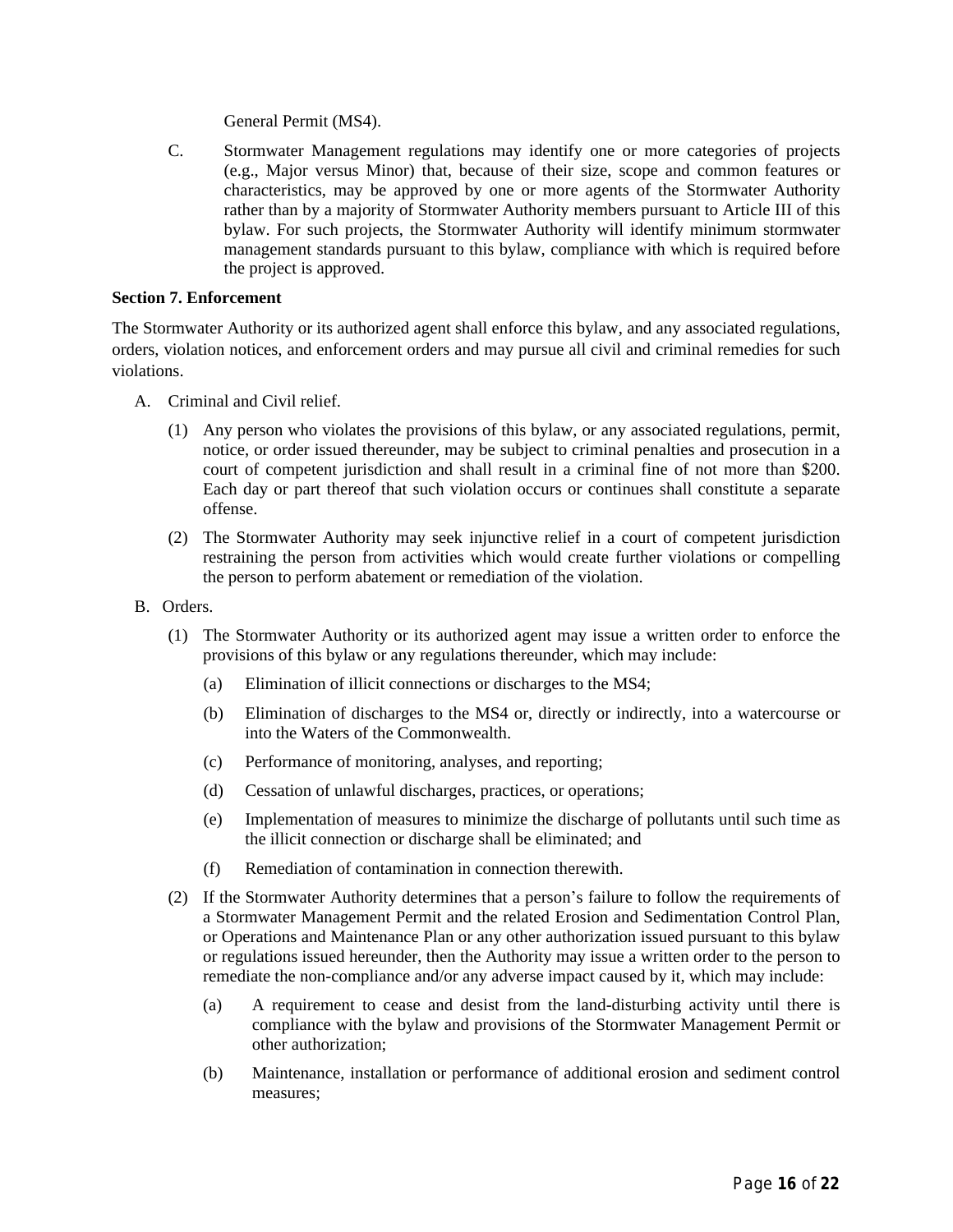General Permit (MS4).

C. Stormwater Management regulations may identify one or more categories of projects (e.g., Major versus Minor) that, because of their size, scope and common features or characteristics, may be approved by one or more agents of the Stormwater Authority rather than by a majority of Stormwater Authority members pursuant to Article III of this bylaw. For such projects, the Stormwater Authority will identify minimum stormwater management standards pursuant to this bylaw, compliance with which is required before the project is approved.

**Section 7. Enforcement**

The Stormwater Authority or its authorized agent shall enforce this bylaw, and any associated regulations, orders, violation notices, and enforcement orders and may pursue all civil and criminal remedies for such violations.

A. Criminal and Civil relief.

   (1) Any person who violates the provisions of this bylaw, or any associated regulations, permit, notice, or order issued thereunder, may be subject to criminal penalties and prosecution in a court of competent jurisdiction and shall result in a criminal fine of not more than $200. Each day or part thereof that such violation occurs or continues shall constitute a separate offense.

   (2) The Stormwater Authority may seek injunctive relief in a court of competent jurisdiction restraining the person from activities which would create further violations or compelling the person to perform abatement or remediation of the violation.

B. Orders.

   (1) The Stormwater Authority or its authorized agent may issue a written order to enforce the provisions of this bylaw or any regulations thereunder, which may include:

      (a) Elimination of illicit connections or discharges to the MS4;

      (b) Elimination of discharges to the MS4 or, directly or indirectly, into a watercourse or into the Waters of the Commonwealth.

      (c) Performance of monitoring, analyses, and reporting;

      (d) Cessation of unlawful discharges, practices, or operations;

      (e) Implementation of measures to minimize the discharge of pollutants until such time as the illicit connection or discharge shall be eliminated; and

      (f) Remediation of contamination in connection therewith.

   (2) If the Stormwater Authority determines that a person's failure to follow the requirements of a Stormwater Management Permit and the related Erosion and Sedimentation Control Plan, or Operations and Maintenance Plan or any other authorization issued pursuant to this bylaw or regulations issued hereunder, then the Authority may issue a written order to the person to remediate the non-compliance and/or any adverse impact caused by it, which may include:

      (a) A requirement to cease and desist from the land-disturbing activity until there is compliance with the bylaw and provisions of the Stormwater Management Permit or other authorization;

      (b) Maintenance, installation or performance of additional erosion and sediment control measures;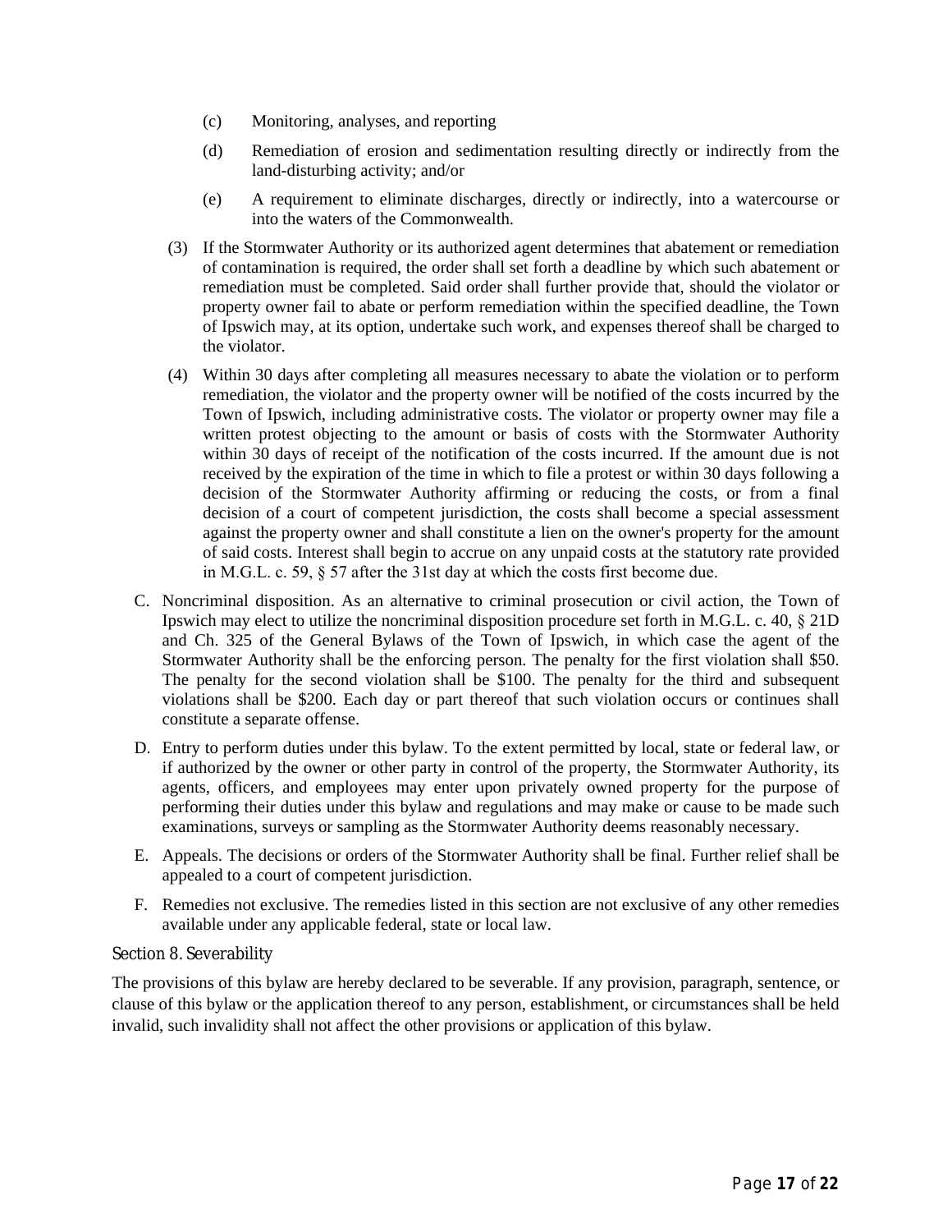(c) Monitoring, analyses, and reporting

   (d) Remediation of erosion and sedimentation resulting directly or indirectly from the land-disturbing activity; and/or

   (e) A requirement to eliminate discharges, directly or indirectly, into a watercourse or into the waters of the Commonwealth.

(3) If the Stormwater Authority or its authorized agent determines that abatement or remediation of contamination is required, the order shall set forth a deadline by which such abatement or remediation must be completed. Said order shall further provide that, should the violator or property owner fail to abate or perform remediation within the specified deadline, the Town of Ipswich may, at its option, undertake such work, and expenses thereof shall be charged to the violator.

(4) Within 30 days after completing all measures necessary to abate the violation or to perform remediation, the violator and the property owner will be notified of the costs incurred by the Town of Ipswich, including administrative costs. The violator or property owner may file a written protest objecting to the amount or basis of costs with the Stormwater Authority within 30 days of receipt of the notification of the costs incurred. If the amount due is not received by the expiration of the time in which to file a protest or within 30 days following a decision of the Stormwater Authority affirming or reducing the costs, or from a final decision of a court of competent jurisdiction, the costs shall become a special assessment against the property owner and shall constitute a lien on the owner's property for the amount of said costs. Interest shall begin to accrue on any unpaid costs at the statutory rate provided in M.G.L. c. 59, § 57 after the 31st day at which the costs first become due.

C. Noncriminal disposition. As an alternative to criminal prosecution or civil action, the Town of Ipswich may elect to utilize the noncriminal disposition procedure set forth in M.G.L. c. 40, § 21D and Ch. 325 of the General Bylaws of the Town of Ipswich, in which case the agent of the Stormwater Authority shall be the enforcing person. The penalty for the first violation shall $50. The penalty for the second violation shall be $100. The penalty for the third and subsequent violations shall be $200. Each day or part thereof that such violation occurs or continues shall constitute a separate offense.

D. Entry to perform duties under this bylaw. To the extent permitted by local, state or federal law, or if authorized by the owner or other party in control of the property, the Stormwater Authority, its agents, officers, and employees may enter upon privately owned property for the purpose of performing their duties under this bylaw and regulations and may make or cause to be made such examinations, surveys or sampling as the Stormwater Authority deems reasonably necessary.

E. Appeals. The decisions or orders of the Stormwater Authority shall be final. Further relief shall be appealed to a court of competent jurisdiction.

F. Remedies not exclusive. The remedies listed in this section are not exclusive of any other remedies available under any applicable federal, state or local law.

### Section 8. Severability

The provisions of this bylaw are hereby declared to be severable. If any provision, paragraph, sentence, or clause of this bylaw or the application thereof to any person, establishment, or circumstances shall be held invalid, such invalidity shall not affect the other provisions or application of this bylaw.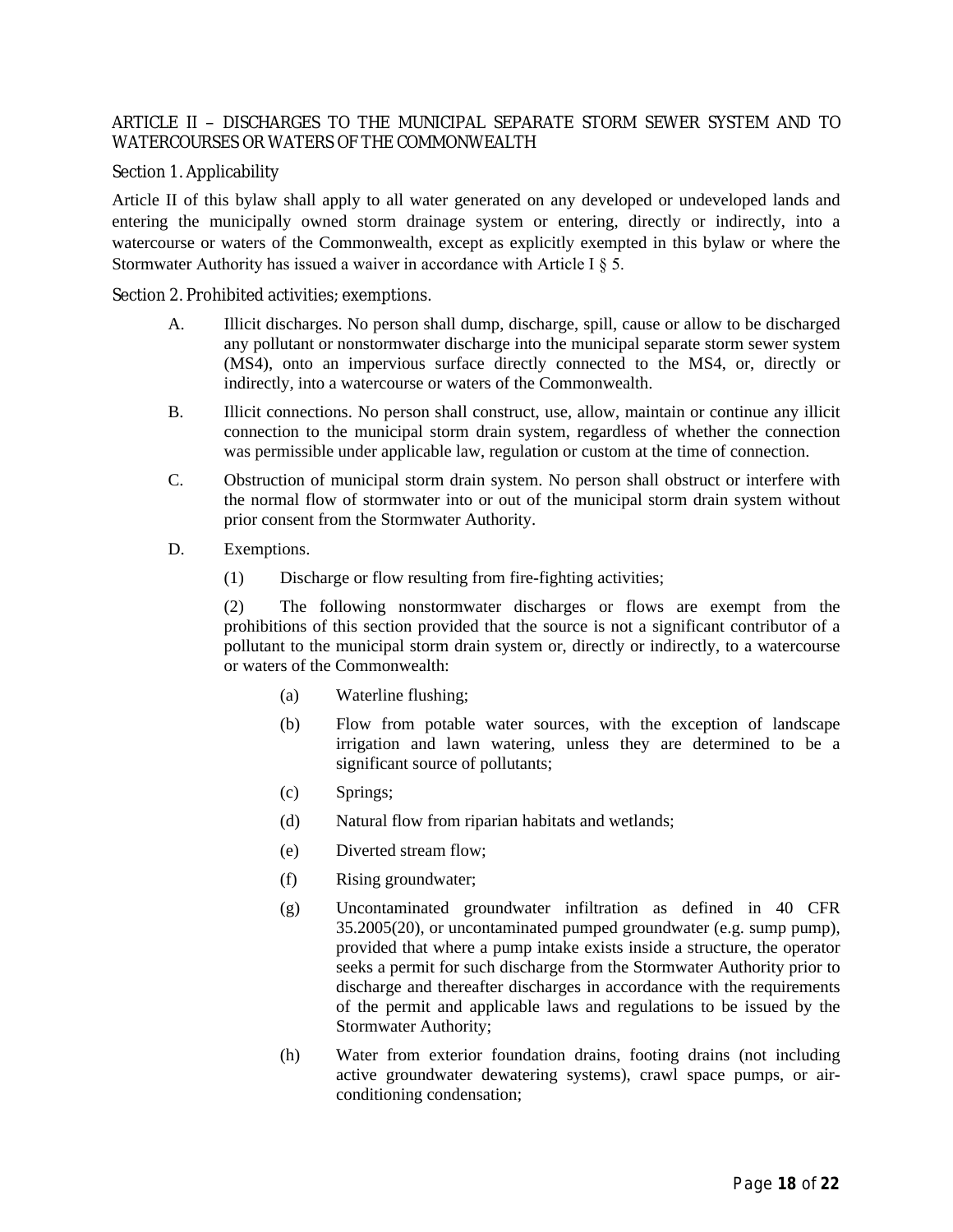## ARTICLE II – DISCHARGES TO THE MUNICIPAL SEPARATE STORM SEWER SYSTEM AND TO WATERCOURSES OR WATERS OF THE COMMONWEALTH

### Section 1. Applicability

Article II of this bylaw shall apply to all water generated on any developed or undeveloped lands and entering the municipally owned storm drainage system or entering, directly or indirectly, into a watercourse or waters of the Commonwealth, except as explicitly exempted in this bylaw or where the Stormwater Authority has issued a waiver in accordance with Article I § 5.

### Section 2. Prohibited activities; exemptions.

A. Illicit discharges. No person shall dump, discharge, spill, cause or allow to be discharged any pollutant or nonstormwater discharge into the municipal separate storm sewer system (MS4), onto an impervious surface directly connected to the MS4, or, directly or indirectly, into a watercourse or waters of the Commonwealth.

B. Illicit connections. No person shall construct, use, allow, maintain or continue any illicit connection to the municipal storm drain system, regardless of whether the connection was permissible under applicable law, regulation or custom at the time of connection.

C. Obstruction of municipal storm drain system. No person shall obstruct or interfere with the normal flow of stormwater into or out of the municipal storm drain system without prior consent from the Stormwater Authority.

D. Exemptions.

(1) Discharge or flow resulting from fire-fighting activities;

(2) The following nonstormwater discharges or flows are exempt from the prohibitions of this section provided that the source is not a significant contributor of a pollutant to the municipal storm drain system or, directly or indirectly, to a watercourse or waters of the Commonwealth:

(a) Waterline flushing;

(b) Flow from potable water sources, with the exception of landscape irrigation and lawn watering, unless they are determined to be a significant source of pollutants;

(c) Springs;

(d) Natural flow from riparian habitats and wetlands;

(e) Diverted stream flow;

(f) Rising groundwater;

(g) Uncontaminated groundwater infiltration as defined in 40 CFR 35.2005(20), or uncontaminated pumped groundwater (e.g. sump pump), provided that where a pump intake exists inside a structure, the operator seeks a permit for such discharge from the Stormwater Authority prior to discharge and thereafter discharges in accordance with the requirements of the permit and applicable laws and regulations to be issued by the Stormwater Authority;

(h) Water from exterior foundation drains, footing drains (not including active groundwater dewatering systems), crawl space pumps, or air-conditioning condensation;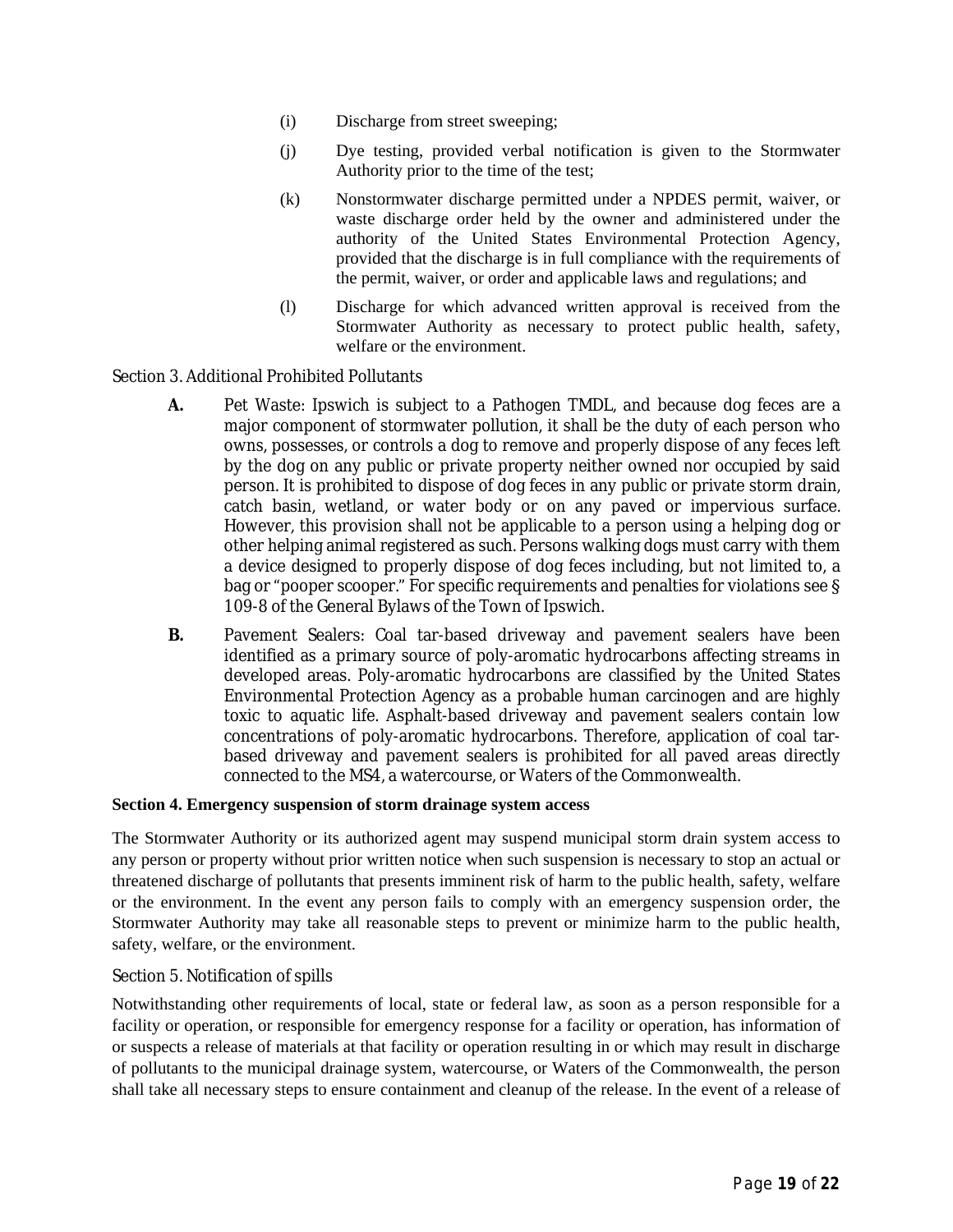(i) Discharge from street sweeping;

(j) Dye testing, provided verbal notification is given to the Stormwater Authority prior to the time of the test;

(k) Nonstormwater discharge permitted under a NPDES permit, waiver, or waste discharge order held by the owner and administered under the authority of the United States Environmental Protection Agency, provided that the discharge is in full compliance with the requirements of the permit, waiver, or order and applicable laws and regulations; and

(l) Discharge for which advanced written approval is received from the Stormwater Authority as necessary to protect public health, safety, welfare or the environment.

Section 3. Additional Prohibited Pollutants

**A.** Pet Waste: Ipswich is subject to a Pathogen TMDL, and because dog feces are a major component of stormwater pollution, it shall be the duty of each person who owns, possesses, or controls a dog to remove and properly dispose of any feces left by the dog on any public or private property neither owned nor occupied by said person. It is prohibited to dispose of dog feces in any public or private storm drain, catch basin, wetland, or water body or on any paved or impervious surface. However, this provision shall not be applicable to a person using a helping dog or other helping animal registered as such. Persons walking dogs must carry with them a device designed to properly dispose of dog feces including, but not limited to, a bag or "pooper scooper." For specific requirements and penalties for violations see § 109-8 of the General Bylaws of the Town of Ipswich.

**B.** Pavement Sealers: Coal tar-based driveway and pavement sealers have been identified as a primary source of poly-aromatic hydrocarbons affecting streams in developed areas. Poly-aromatic hydrocarbons are classified by the United States Environmental Protection Agency as a probable human carcinogen and are highly toxic to aquatic life. Asphalt-based driveway and pavement sealers contain low concentrations of poly-aromatic hydrocarbons. Therefore, application of coal tar-based driveway and pavement sealers is prohibited for all paved areas directly connected to the MS4, a watercourse, or Waters of the Commonwealth.

**Section 4. Emergency suspension of storm drainage system access**

The Stormwater Authority or its authorized agent may suspend municipal storm drain system access to any person or property without prior written notice when such suspension is necessary to stop an actual or threatened discharge of pollutants that presents imminent risk of harm to the public health, safety, welfare or the environment. In the event any person fails to comply with an emergency suspension order, the Stormwater Authority may take all reasonable steps to prevent or minimize harm to the public health, safety, welfare, or the environment.

Section 5. Notification of spills

Notwithstanding other requirements of local, state or federal law, as soon as a person responsible for a facility or operation, or responsible for emergency response for a facility or operation, has information of or suspects a release of materials at that facility or operation resulting in or which may result in discharge of pollutants to the municipal drainage system, watercourse, or Waters of the Commonwealth, the person shall take all necessary steps to ensure containment and cleanup of the release. In the event of a release of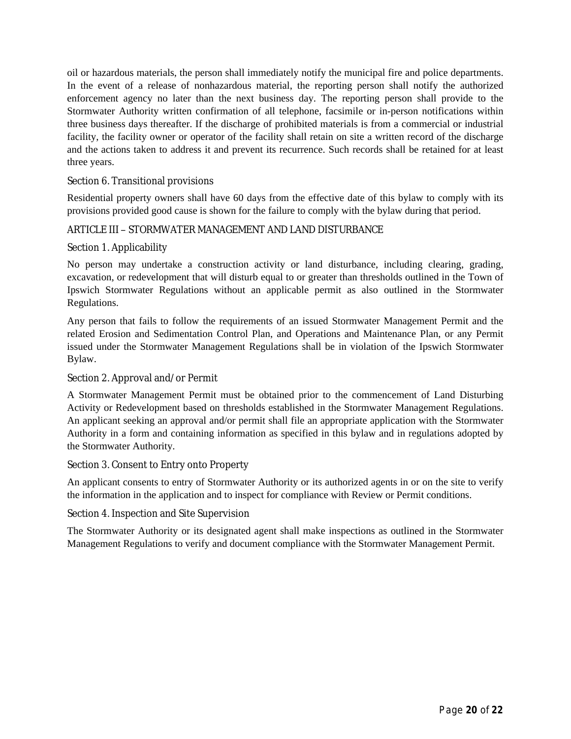oil or hazardous materials, the person shall immediately notify the municipal fire and police departments. In the event of a release of nonhazardous material, the reporting person shall notify the authorized enforcement agency no later than the next business day. The reporting person shall provide to the Stormwater Authority written confirmation of all telephone, facsimile or in-person notifications within three business days thereafter. If the discharge of prohibited materials is from a commercial or industrial facility, the facility owner or operator of the facility shall retain on site a written record of the discharge and the actions taken to address it and prevent its recurrence. Such records shall be retained for at least three years.

### Section 6. Transitional provisions

Residential property owners shall have 60 days from the effective date of this bylaw to comply with its provisions provided good cause is shown for the failure to comply with the bylaw during that period.

## ARTICLE III – STORMWATER MANAGEMENT AND LAND DISTURBANCE

### Section 1. Applicability

No person may undertake a construction activity or land disturbance, including clearing, grading, excavation, or redevelopment that will disturb equal to or greater than thresholds outlined in the Town of Ipswich Stormwater Regulations without an applicable permit as also outlined in the Stormwater Regulations.

Any person that fails to follow the requirements of an issued Stormwater Management Permit and the related Erosion and Sedimentation Control Plan, and Operations and Maintenance Plan, or any Permit issued under the Stormwater Management Regulations shall be in violation of the Ipswich Stormwater Bylaw.

### Section 2. Approval and/or Permit

A Stormwater Management Permit must be obtained prior to the commencement of Land Disturbing Activity or Redevelopment based on thresholds established in the Stormwater Management Regulations. An applicant seeking an approval and/or permit shall file an appropriate application with the Stormwater Authority in a form and containing information as specified in this bylaw and in regulations adopted by the Stormwater Authority.

### Section 3. Consent to Entry onto Property

An applicant consents to entry of Stormwater Authority or its authorized agents in or on the site to verify the information in the application and to inspect for compliance with Review or Permit conditions.

### Section 4. Inspection and Site Supervision

The Stormwater Authority or its designated agent shall make inspections as outlined in the Stormwater Management Regulations to verify and document compliance with the Stormwater Management Permit.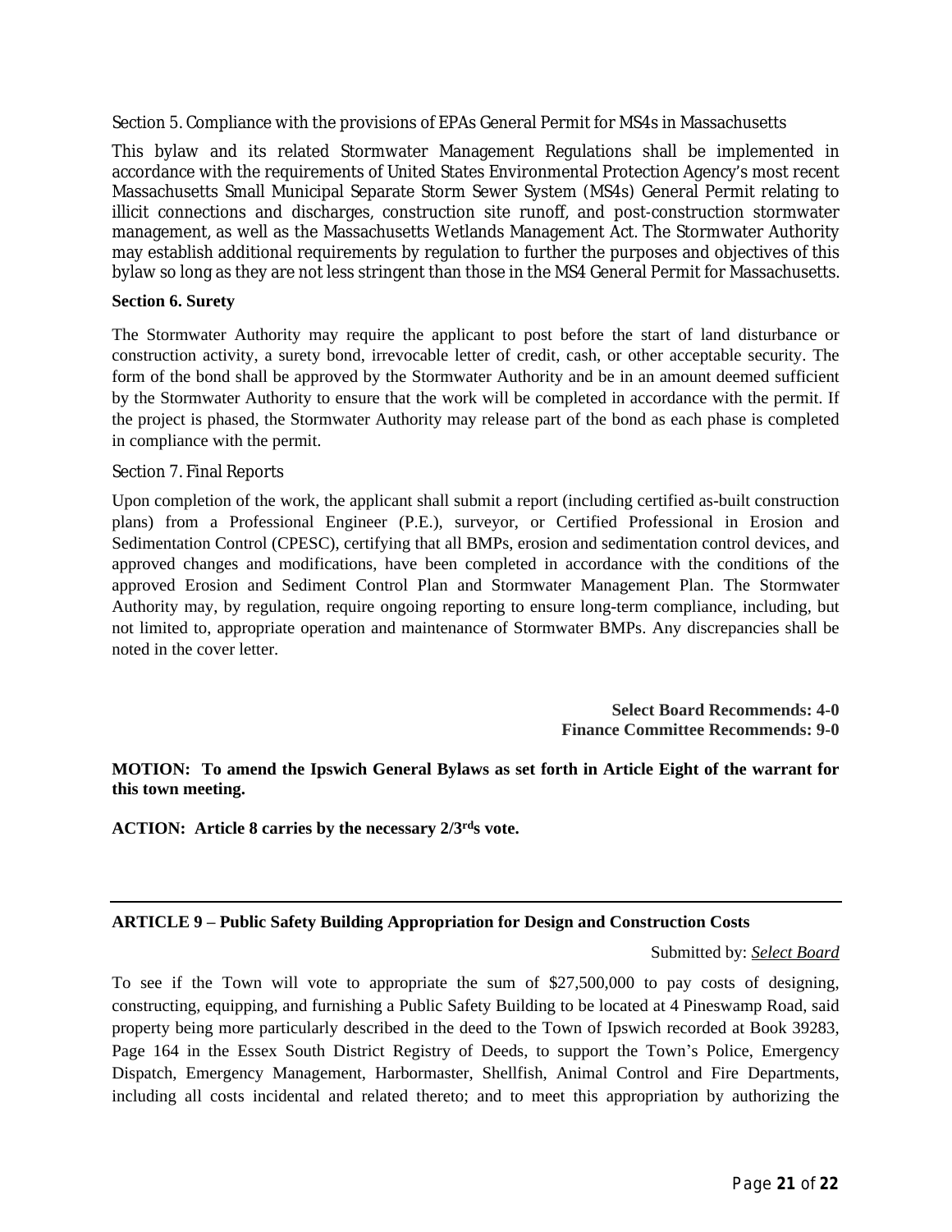Section 5. Compliance with the provisions of EPAs General Permit for MS4s in Massachusetts

This bylaw and its related Stormwater Management Regulations shall be implemented in accordance with the requirements of United States Environmental Protection Agency's most recent Massachusetts Small Municipal Separate Storm Sewer System (MS4s) General Permit relating to illicit connections and discharges, construction site runoff, and post-construction stormwater management, as well as the Massachusetts Wetlands Management Act. The Stormwater Authority may establish additional requirements by regulation to further the purposes and objectives of this bylaw so long as they are not less stringent than those in the MS4 General Permit for Massachusetts.

**Section 6. Surety**

The Stormwater Authority may require the applicant to post before the start of land disturbance or construction activity, a surety bond, irrevocable letter of credit, cash, or other acceptable security. The form of the bond shall be approved by the Stormwater Authority and be in an amount deemed sufficient by the Stormwater Authority to ensure that the work will be completed in accordance with the permit. If the project is phased, the Stormwater Authority may release part of the bond as each phase is completed in compliance with the permit.

Section 7. Final Reports

Upon completion of the work, the applicant shall submit a report (including certified as-built construction plans) from a Professional Engineer (P.E.), surveyor, or Certified Professional in Erosion and Sedimentation Control (CPESC), certifying that all BMPs, erosion and sedimentation control devices, and approved changes and modifications, have been completed in accordance with the conditions of the approved Erosion and Sediment Control Plan and Stormwater Management Plan. The Stormwater Authority may, by regulation, require ongoing reporting to ensure long-term compliance, including, but not limited to, appropriate operation and maintenance of Stormwater BMPs. Any discrepancies shall be noted in the cover letter.

**Select Board Recommends: 4-0**
**Finance Committee Recommends: 9-0**

**MOTION: To amend the Ipswich General Bylaws as set forth in Article Eight of the warrant for this town meeting.**

**ACTION: Article 8 carries by the necessary 2/3rds vote.**

---

**ARTICLE 9 – Public Safety Building Appropriation for Design and Construction Costs**

Submitted by: *Select Board*

To see if the Town will vote to appropriate the sum of $27,500,000 to pay costs of designing, constructing, equipping, and furnishing a Public Safety Building to be located at 4 Pineswamp Road, said property being more particularly described in the deed to the Town of Ipswich recorded at Book 39283, Page 164 in the Essex South District Registry of Deeds, to support the Town's Police, Emergency Dispatch, Emergency Management, Harbormaster, Shellfish, Animal Control and Fire Departments, including all costs incidental and related thereto; and to meet this appropriation by authorizing the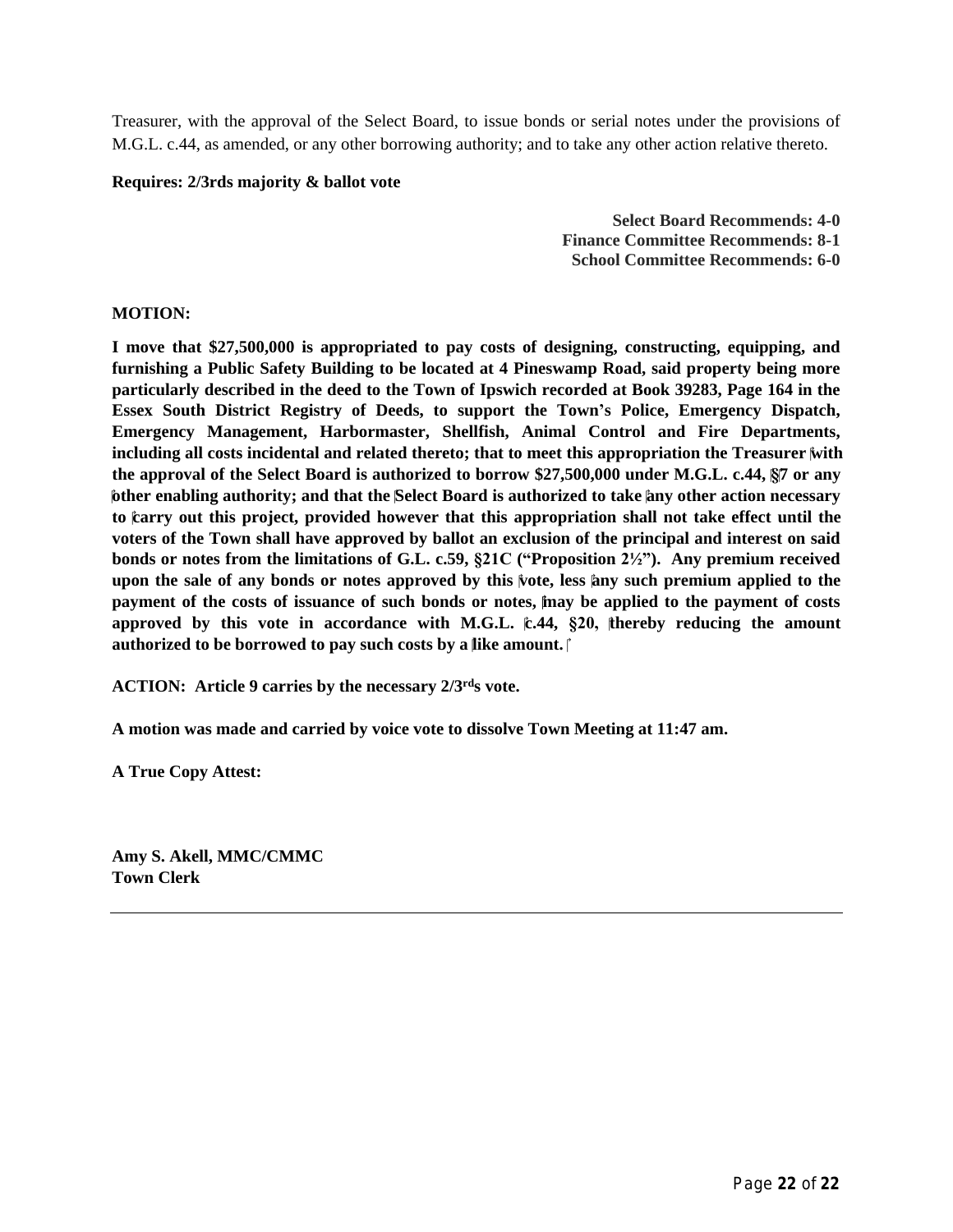Treasurer, with the approval of the Select Board, to issue bonds or serial notes under the provisions of M.G.L. c.44, as amended, or any other borrowing authority; and to take any other action relative thereto.

**Requires: 2/3rds majority & ballot vote**

**Select Board Recommends: 4-0**
**Finance Committee Recommends: 8-1**
**School Committee Recommends: 6-0**

**MOTION:**

**I move that $27,500,000 is appropriated to pay costs of designing, constructing, equipping, and furnishing a Public Safety Building to be located at 4 Pineswamp Road, said property being more particularly described in the deed to the Town of Ipswich recorded at Book 39283, Page 164 in the Essex South District Registry of Deeds, to support the Town's Police, Emergency Dispatch, Emergency Management, Harbormaster, Shellfish, Animal Control and Fire Departments, including all costs incidental and related thereto; that to meet this appropriation the Treasurer with the approval of the Select Board is authorized to borrow $27,500,000 under M.G.L. c.44, §7 or any other enabling authority; and that the Select Board is authorized to take any other action necessary to carry out this project, provided however that this appropriation shall not take effect until the voters of the Town shall have approved by ballot an exclusion of the principal and interest on said bonds or notes from the limitations of G.L. c.59, §21C ("Proposition 2½"). Any premium received upon the sale of any bonds or notes approved by this vote, less any such premium applied to the payment of the costs of issuance of such bonds or notes, may be applied to the payment of costs approved by this vote in accordance with M.G.L. c.44, §20, thereby reducing the amount authorized to be borrowed to pay such costs by a like amount.**

**ACTION: Article 9 carries by the necessary 2/3rds vote.**

**A motion was made and carried by voice vote to dissolve Town Meeting at 11:47 am.**

**A True Copy Attest:**

**Amy S. Akell, MMC/CMMC**
**Town Clerk**